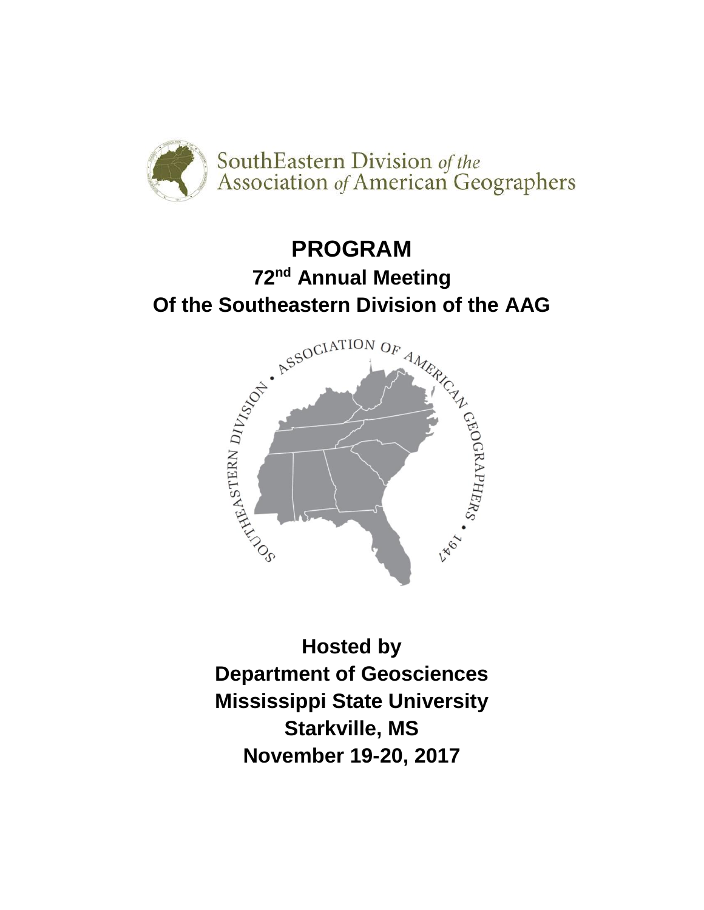SouthEastern Division *of the* Association *of* American Geographers

# PROGRAM

## 72nd Annual Meeting Of the Southeastern Division of the AAG

**Hosted by**
**Department of Geosciences**
**Mississippi State University**
**Starkville, MS**
**November 19-20, 2017**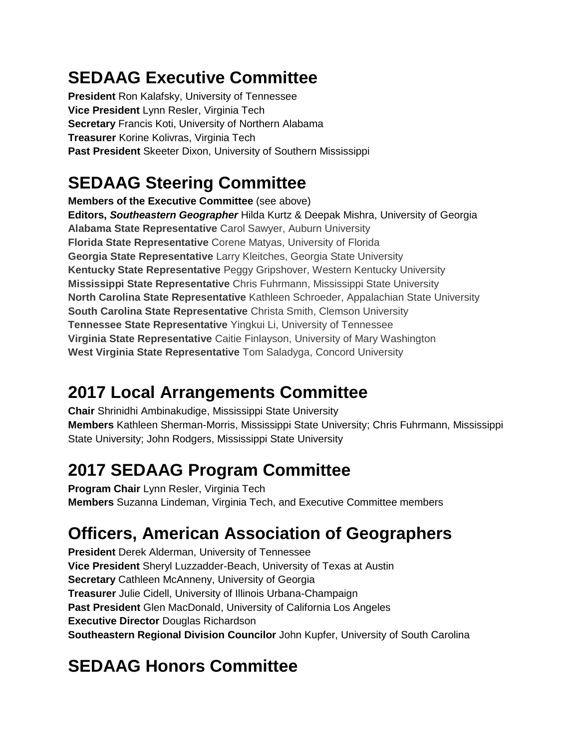## SEDAAG Executive Committee

**President** Ron Kalafsky, University of Tennessee
**Vice President** Lynn Resler, Virginia Tech
**Secretary** Francis Koti, University of Northern Alabama
**Treasurer** Korine Kolivras, Virginia Tech
**Past President** Skeeter Dixon, University of Southern Mississippi

## SEDAAG Steering Committee

**Members of the Executive Committee** (see above)
**Editors, *Southeastern Geographer*** Hilda Kurtz & Deepak Mishra, University of Georgia
**Alabama State Representative** Carol Sawyer, Auburn University
**Florida State Representative** Corene Matyas, University of Florida
**Georgia State Representative** Larry Kleitches, Georgia State University
**Kentucky State Representative** Peggy Gripshover, Western Kentucky University
**Mississippi State Representative** Chris Fuhrmann, Mississippi State University
**North Carolina State Representative** Kathleen Schroeder, Appalachian State University
**South Carolina State Representative** Christa Smith, Clemson University
**Tennessee State Representative** Yingkui Li, University of Tennessee
**Virginia State Representative** Caitie Finlayson, University of Mary Washington
**West Virginia State Representative** Tom Saladyga, Concord University

## 2017 Local Arrangements Committee

**Chair** Shrinidhi Ambinakudige, Mississippi State University
**Members** Kathleen Sherman-Morris, Mississippi State University; Chris Fuhrmann, Mississippi State University; John Rodgers, Mississippi State University

## 2017 SEDAAG Program Committee

**Program Chair** Lynn Resler, Virginia Tech
**Members** Suzanna Lindeman, Virginia Tech, and Executive Committee members

## Officers, American Association of Geographers

**President** Derek Alderman, University of Tennessee
**Vice President** Sheryl Luzzadder-Beach, University of Texas at Austin
**Secretary** Cathleen McAnneny, University of Georgia
**Treasurer** Julie Cidell, University of Illinois Urbana-Champaign
**Past President** Glen MacDonald, University of California Los Angeles
**Executive Director** Douglas Richardson
**Southeastern Regional Division Councilor** John Kupfer, University of South Carolina

## SEDAAG Honors Committee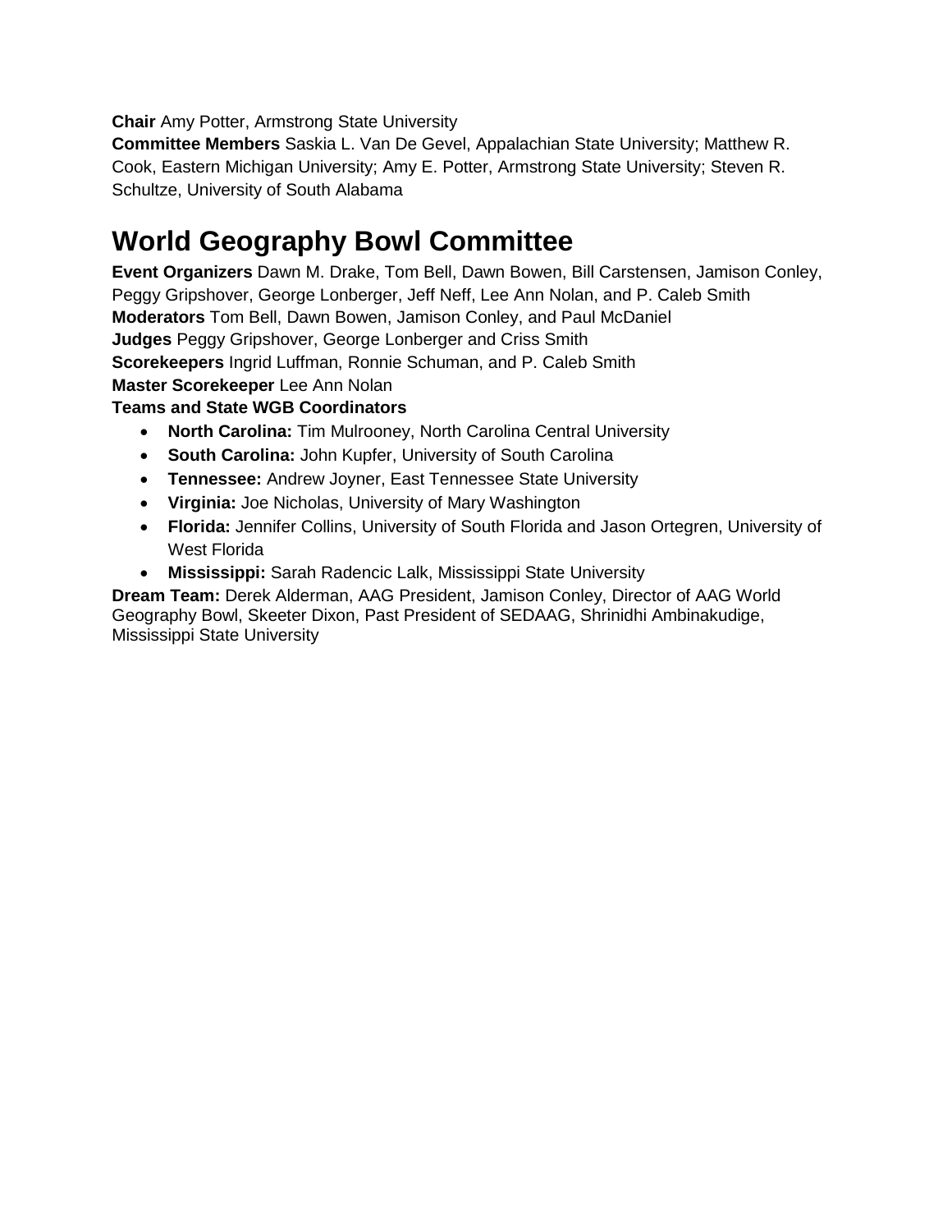**Chair** Amy Potter, Armstrong State University
**Committee Members** Saskia L. Van De Gevel, Appalachian State University; Matthew R. Cook, Eastern Michigan University; Amy E. Potter, Armstrong State University; Steven R. Schultze, University of South Alabama

# World Geography Bowl Committee

**Event Organizers** Dawn M. Drake, Tom Bell, Dawn Bowen, Bill Carstensen, Jamison Conley, Peggy Gripshover, George Lonberger, Jeff Neff, Lee Ann Nolan, and P. Caleb Smith
**Moderators** Tom Bell, Dawn Bowen, Jamison Conley, and Paul McDaniel
**Judges** Peggy Gripshover, George Lonberger and Criss Smith
**Scorekeepers** Ingrid Luffman, Ronnie Schuman, and P. Caleb Smith
**Master Scorekeeper** Lee Ann Nolan
**Teams and State WGB Coordinators**

- **North Carolina:** Tim Mulrooney, North Carolina Central University
- **South Carolina:** John Kupfer, University of South Carolina
- **Tennessee:** Andrew Joyner, East Tennessee State University
- **Virginia:** Joe Nicholas, University of Mary Washington
- **Florida:** Jennifer Collins, University of South Florida and Jason Ortegren, University of West Florida
- **Mississippi:** Sarah Radencic Lalk, Mississippi State University

**Dream Team:** Derek Alderman, AAG President, Jamison Conley, Director of AAG World Geography Bowl, Skeeter Dixon, Past President of SEDAAG, Shrinidhi Ambinakudige, Mississippi State University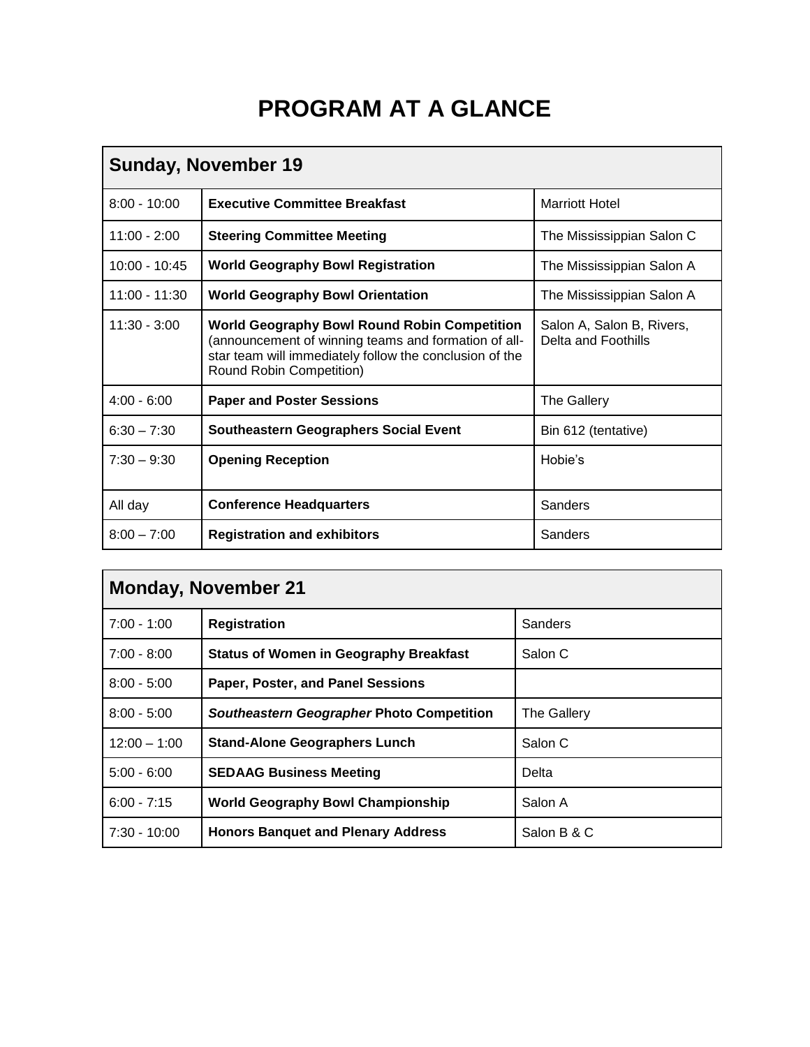# PROGRAM AT A GLANCE

| Sunday, November 19 | | |
|---|---|---|
| 8:00 - 10:00 | **Executive Committee Breakfast** | Marriott Hotel |
| 11:00 - 2:00 | **Steering Committee Meeting** | The Mississippian Salon C |
| 10:00 - 10:45 | **World Geography Bowl Registration** | The Mississippian Salon A |
| 11:00 - 11:30 | **World Geography Bowl Orientation** | The Mississippian Salon A |
| 11:30 - 3:00 | **World Geography Bowl Round Robin Competition** (announcement of winning teams and formation of all-star team will immediately follow the conclusion of the Round Robin Competition) | Salon A, Salon B, Rivers, Delta and Foothills |
| 4:00 - 6:00 | **Paper and Poster Sessions** | The Gallery |
| 6:30 – 7:30 | **Southeastern Geographers Social Event** | Bin 612 (tentative) |
| 7:30 – 9:30 | **Opening Reception** | Hobie's |
| All day | **Conference Headquarters** | Sanders |
| 8:00 – 7:00 | **Registration and exhibitors** | Sanders |

| Monday, November 21 | | |
|---|---|---|
| 7:00 - 1:00 | **Registration** | Sanders |
| 7:00 - 8:00 | **Status of Women in Geography Breakfast** | Salon C |
| 8:00 - 5:00 | **Paper, Poster, and Panel Sessions** | |
| 8:00 - 5:00 | ***Southeastern Geographer* Photo Competition** | The Gallery |
| 12:00 – 1:00 | **Stand-Alone Geographers Lunch** | Salon C |
| 5:00 - 6:00 | **SEDAAG Business Meeting** | Delta |
| 6:00 - 7:15 | **World Geography Bowl Championship** | Salon A |
| 7:30 - 10:00 | **Honors Banquet and Plenary Address** | Salon B & C |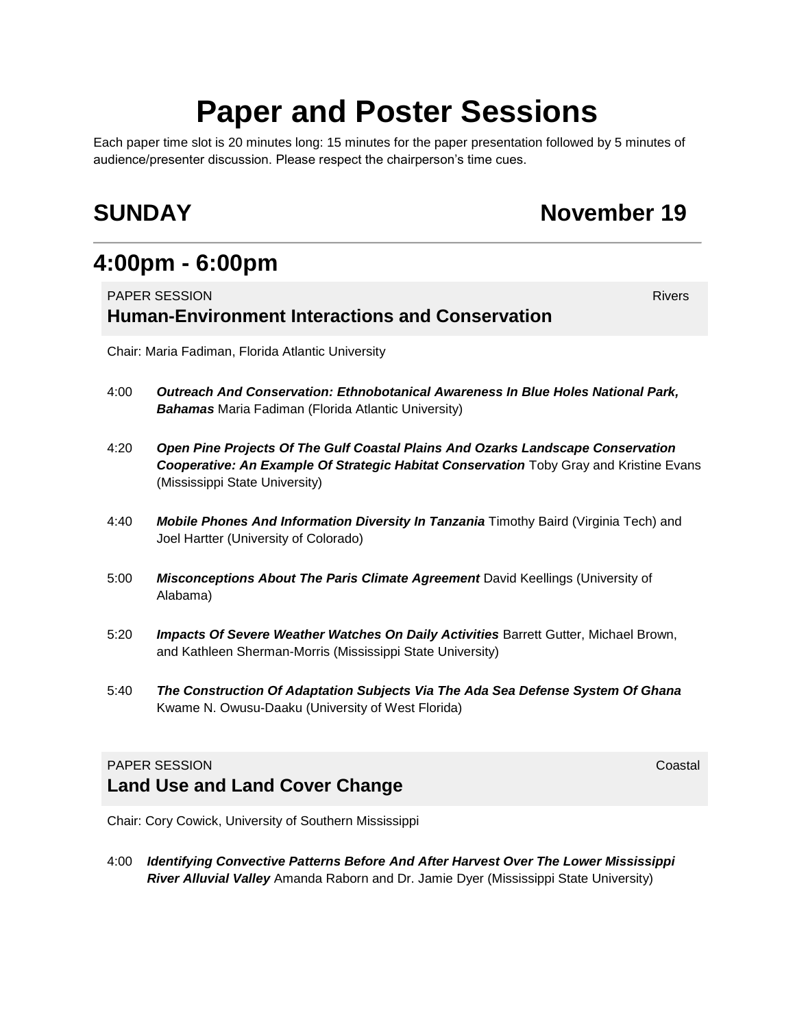# Paper and Poster Sessions

Each paper time slot is 20 minutes long: 15 minutes for the paper presentation followed by 5 minutes of audience/presenter discussion. Please respect the chairperson's time cues.

## SUNDAY November 19

## 4:00pm - 6:00pm

PAPER SESSION — Rivers

### Human-Environment Interactions and Conservation

Chair: Maria Fadiman, Florida Atlantic University

4:00 ***Outreach And Conservation: Ethnobotanical Awareness In Blue Holes National Park, Bahamas*** Maria Fadiman (Florida Atlantic University)

4:20 ***Open Pine Projects Of The Gulf Coastal Plains And Ozarks Landscape Conservation Cooperative: An Example Of Strategic Habitat Conservation*** Toby Gray and Kristine Evans (Mississippi State University)

4:40 ***Mobile Phones And Information Diversity In Tanzania*** Timothy Baird (Virginia Tech) and Joel Hartter (University of Colorado)

5:00 ***Misconceptions About The Paris Climate Agreement*** David Keellings (University of Alabama)

5:20 ***Impacts Of Severe Weather Watches On Daily Activities*** Barrett Gutter, Michael Brown, and Kathleen Sherman-Morris (Mississippi State University)

5:40 ***The Construction Of Adaptation Subjects Via The Ada Sea Defense System Of Ghana*** Kwame N. Owusu-Daaku (University of West Florida)

PAPER SESSION — Coastal

### Land Use and Land Cover Change

Chair: Cory Cowick, University of Southern Mississippi

4:00 ***Identifying Convective Patterns Before And After Harvest Over The Lower Mississippi River Alluvial Valley*** Amanda Raborn and Dr. Jamie Dyer (Mississippi State University)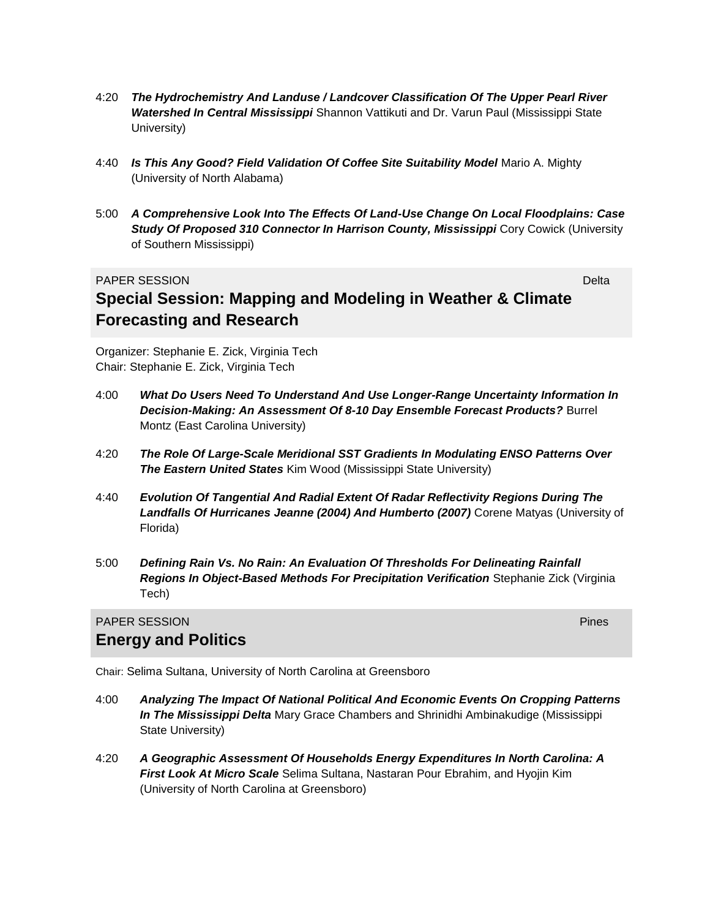4:20 ***The Hydrochemistry And Landuse / Landcover Classification Of The Upper Pearl River Watershed In Central Mississippi*** Shannon Vattikuti and Dr. Varun Paul (Mississippi State University)

4:40 ***Is This Any Good? Field Validation Of Coffee Site Suitability Model*** Mario A. Mighty (University of North Alabama)

5:00 ***A Comprehensive Look Into The Effects Of Land-Use Change On Local Floodplains: Case Study Of Proposed 310 Connector In Harrison County, Mississippi*** Cory Cowick (University of Southern Mississippi)

PAPER SESSION Delta

## Special Session: Mapping and Modeling in Weather & Climate Forecasting and Research

Organizer: Stephanie E. Zick, Virginia Tech
Chair: Stephanie E. Zick, Virginia Tech

4:00 ***What Do Users Need To Understand And Use Longer-Range Uncertainty Information In Decision-Making: An Assessment Of 8-10 Day Ensemble Forecast Products?*** Burrel Montz (East Carolina University)

4:20 ***The Role Of Large-Scale Meridional SST Gradients In Modulating ENSO Patterns Over The Eastern United States*** Kim Wood (Mississippi State University)

4:40 ***Evolution Of Tangential And Radial Extent Of Radar Reflectivity Regions During The Landfalls Of Hurricanes Jeanne (2004) And Humberto (2007)*** Corene Matyas (University of Florida)

5:00 ***Defining Rain Vs. No Rain: An Evaluation Of Thresholds For Delineating Rainfall Regions In Object-Based Methods For Precipitation Verification*** Stephanie Zick (Virginia Tech)

PAPER SESSION Pines

## Energy and Politics

Chair: Selima Sultana, University of North Carolina at Greensboro

4:00 ***Analyzing The Impact Of National Political And Economic Events On Cropping Patterns In The Mississippi Delta*** Mary Grace Chambers and Shrinidhi Ambinakudige (Mississippi State University)

4:20 ***A Geographic Assessment Of Households Energy Expenditures In North Carolina: A First Look At Micro Scale*** Selima Sultana, Nastaran Pour Ebrahim, and Hyojin Kim (University of North Carolina at Greensboro)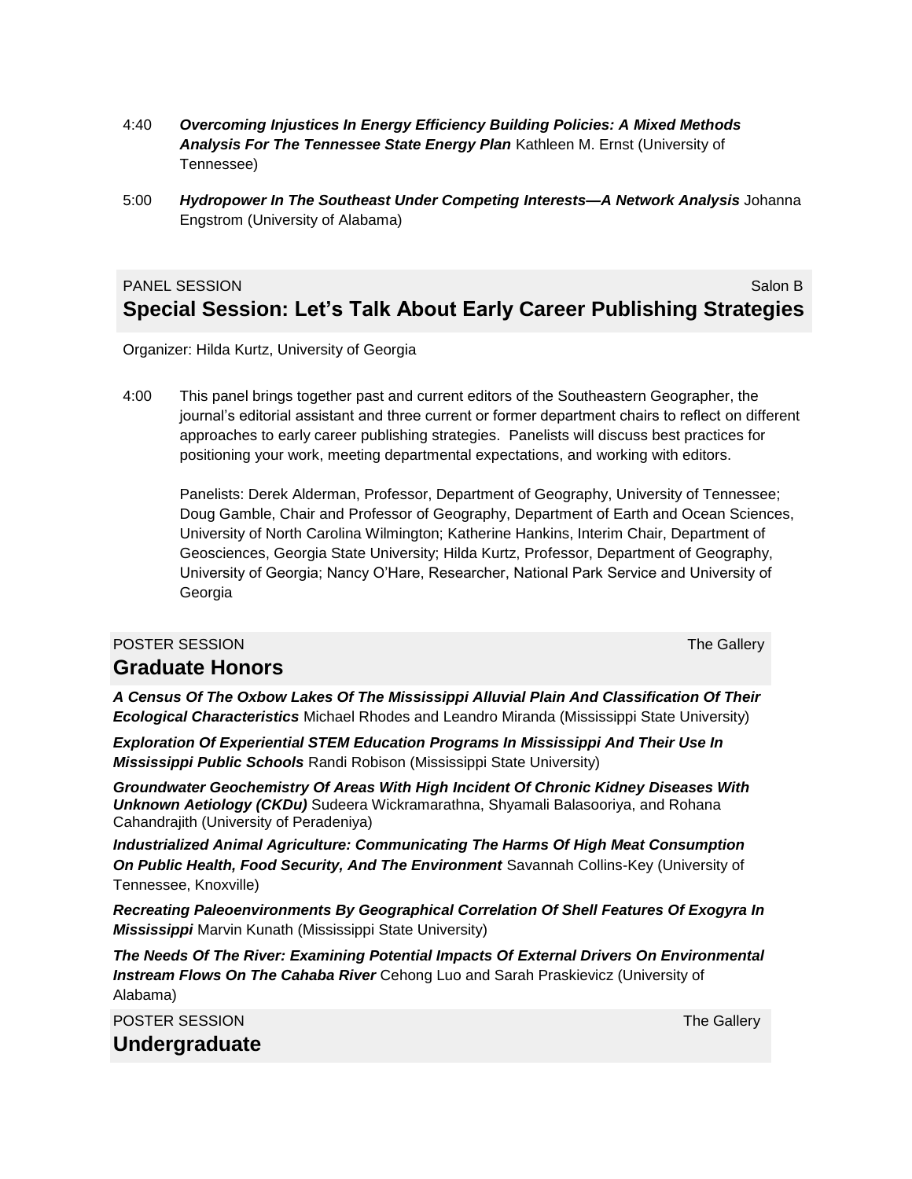4:40 ***Overcoming Injustices In Energy Efficiency Building Policies: A Mixed Methods Analysis For The Tennessee State Energy Plan*** Kathleen M. Ernst (University of Tennessee)

5:00 ***Hydropower In The Southeast Under Competing Interests—A Network Analysis*** Johanna Engstrom (University of Alabama)

PANEL SESSION Salon B

## Special Session: Let's Talk About Early Career Publishing Strategies

Organizer: Hilda Kurtz, University of Georgia

4:00 This panel brings together past and current editors of the Southeastern Geographer, the journal's editorial assistant and three current or former department chairs to reflect on different approaches to early career publishing strategies. Panelists will discuss best practices for positioning your work, meeting departmental expectations, and working with editors.

Panelists: Derek Alderman, Professor, Department of Geography, University of Tennessee; Doug Gamble, Chair and Professor of Geography, Department of Earth and Ocean Sciences, University of North Carolina Wilmington; Katherine Hankins, Interim Chair, Department of Geosciences, Georgia State University; Hilda Kurtz, Professor, Department of Geography, University of Georgia; Nancy O'Hare, Researcher, National Park Service and University of Georgia

POSTER SESSION The Gallery

## Graduate Honors

***A Census Of The Oxbow Lakes Of The Mississippi Alluvial Plain And Classification Of Their Ecological Characteristics*** Michael Rhodes and Leandro Miranda (Mississippi State University)

***Exploration Of Experiential STEM Education Programs In Mississippi And Their Use In Mississippi Public Schools*** Randi Robison (Mississippi State University)

***Groundwater Geochemistry Of Areas With High Incident Of Chronic Kidney Diseases With Unknown Aetiology (CKDu)*** Sudeera Wickramarathna, Shyamali Balasooriya, and Rohana Cahandrajith (University of Peradeniya)

***Industrialized Animal Agriculture: Communicating The Harms Of High Meat Consumption On Public Health, Food Security, And The Environment*** Savannah Collins-Key (University of Tennessee, Knoxville)

***Recreating Paleoenvironments By Geographical Correlation Of Shell Features Of Exogyra In Mississippi*** Marvin Kunath (Mississippi State University)

***The Needs Of The River: Examining Potential Impacts Of External Drivers On Environmental Instream Flows On The Cahaba River*** Cehong Luo and Sarah Praskievicz (University of Alabama)

POSTER SESSION The Gallery

## Undergraduate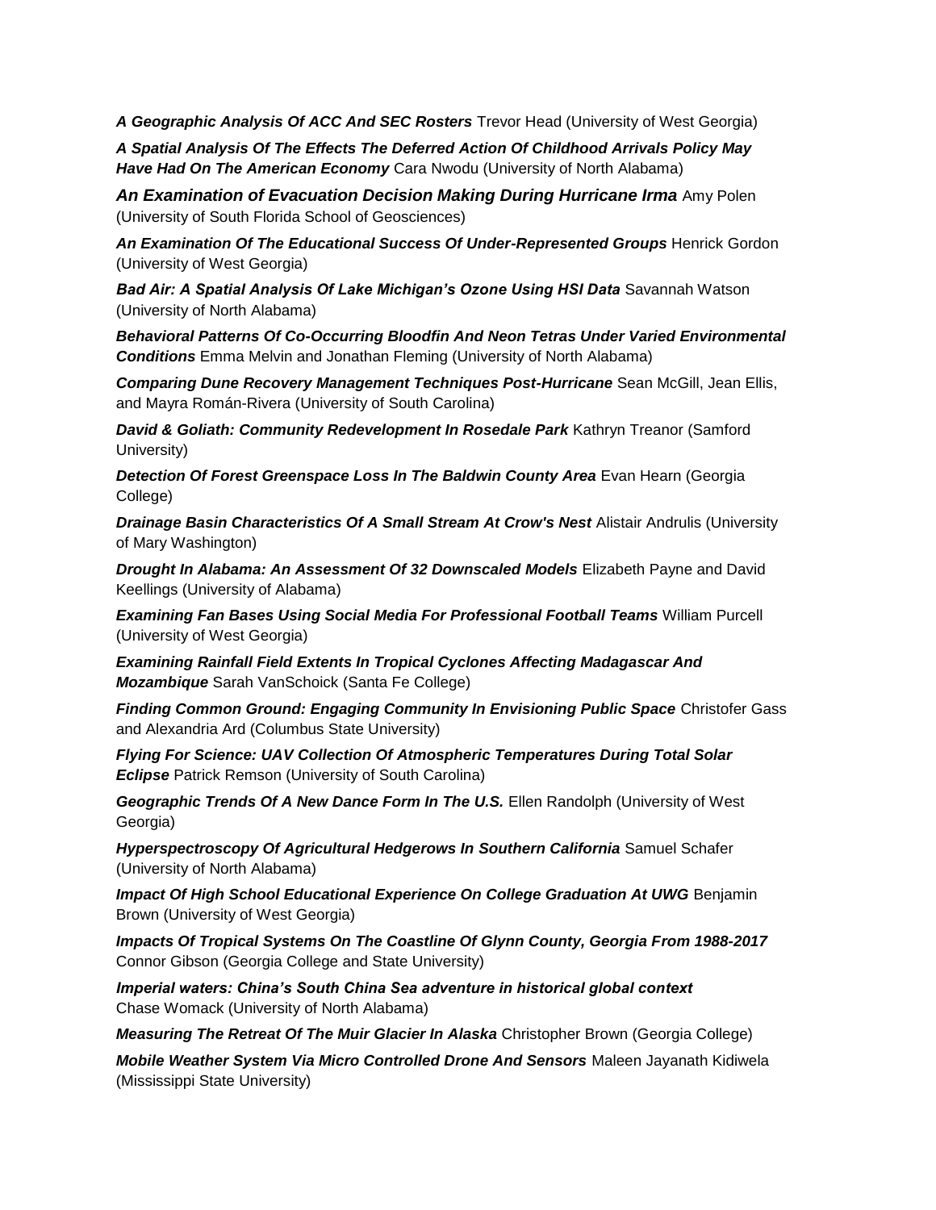***A Geographic Analysis Of ACC And SEC Rosters*** Trevor Head (University of West Georgia)

***A Spatial Analysis Of The Effects The Deferred Action Of Childhood Arrivals Policy May Have Had On The American Economy*** Cara Nwodu (University of North Alabama)

***An Examination of Evacuation Decision Making During Hurricane Irma*** Amy Polen (University of South Florida School of Geosciences)

***An Examination Of The Educational Success Of Under-Represented Groups*** Henrick Gordon (University of West Georgia)

***Bad Air: A Spatial Analysis Of Lake Michigan's Ozone Using HSI Data*** Savannah Watson (University of North Alabama)

***Behavioral Patterns Of Co-Occurring Bloodfin And Neon Tetras Under Varied Environmental Conditions*** Emma Melvin and Jonathan Fleming (University of North Alabama)

***Comparing Dune Recovery Management Techniques Post-Hurricane*** Sean McGill, Jean Ellis, and Mayra Román-Rivera (University of South Carolina)

***David & Goliath: Community Redevelopment In Rosedale Park*** Kathryn Treanor (Samford University)

***Detection Of Forest Greenspace Loss In The Baldwin County Area*** Evan Hearn (Georgia College)

***Drainage Basin Characteristics Of A Small Stream At Crow's Nest*** Alistair Andrulis (University of Mary Washington)

***Drought In Alabama: An Assessment Of 32 Downscaled Models*** Elizabeth Payne and David Keellings (University of Alabama)

***Examining Fan Bases Using Social Media For Professional Football Teams*** William Purcell (University of West Georgia)

***Examining Rainfall Field Extents In Tropical Cyclones Affecting Madagascar And Mozambique*** Sarah VanSchoick (Santa Fe College)

***Finding Common Ground: Engaging Community In Envisioning Public Space*** Christofer Gass and Alexandria Ard (Columbus State University)

***Flying For Science: UAV Collection Of Atmospheric Temperatures During Total Solar Eclipse*** Patrick Remson (University of South Carolina)

***Geographic Trends Of A New Dance Form In The U.S.*** Ellen Randolph (University of West Georgia)

***Hyperspectroscopy Of Agricultural Hedgerows In Southern California*** Samuel Schafer (University of North Alabama)

***Impact Of High School Educational Experience On College Graduation At UWG*** Benjamin Brown (University of West Georgia)

***Impacts Of Tropical Systems On The Coastline Of Glynn County, Georgia From 1988-2017*** Connor Gibson (Georgia College and State University)

***Imperial waters: China's South China Sea adventure in historical global context*** Chase Womack (University of North Alabama)

***Measuring The Retreat Of The Muir Glacier In Alaska*** Christopher Brown (Georgia College)

***Mobile Weather System Via Micro Controlled Drone And Sensors*** Maleen Jayanath Kidiwela (Mississippi State University)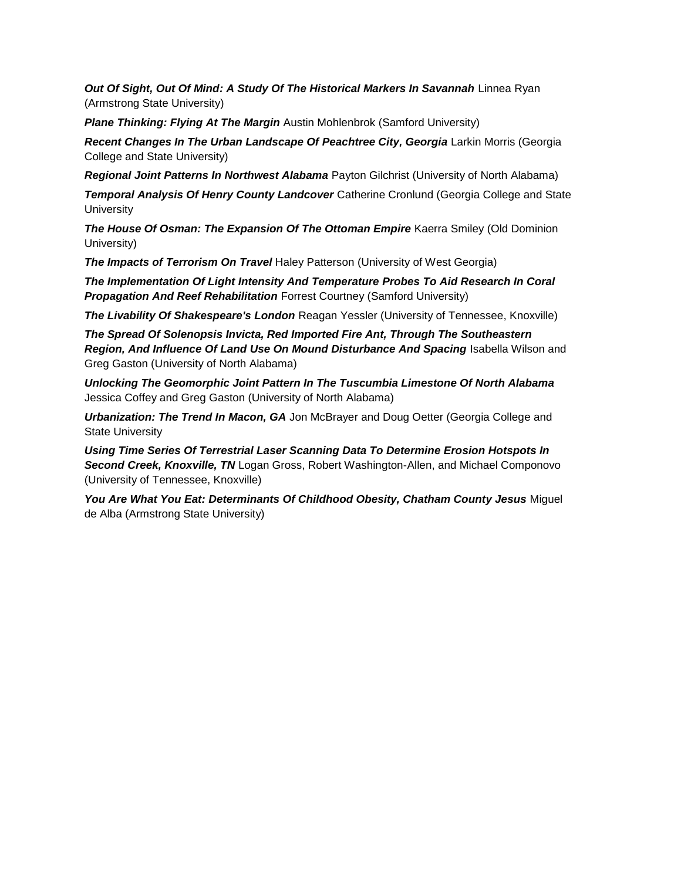***Out Of Sight, Out Of Mind: A Study Of The Historical Markers In Savannah*** Linnea Ryan (Armstrong State University)

***Plane Thinking: Flying At The Margin*** Austin Mohlenbrok (Samford University)

***Recent Changes In The Urban Landscape Of Peachtree City, Georgia*** Larkin Morris (Georgia College and State University)

***Regional Joint Patterns In Northwest Alabama*** Payton Gilchrist (University of North Alabama)

***Temporal Analysis Of Henry County Landcover*** Catherine Cronlund (Georgia College and State University

***The House Of Osman: The Expansion Of The Ottoman Empire*** Kaerra Smiley (Old Dominion University)

***The Impacts of Terrorism On Travel*** Haley Patterson (University of West Georgia)

***The Implementation Of Light Intensity And Temperature Probes To Aid Research In Coral Propagation And Reef Rehabilitation*** Forrest Courtney (Samford University)

***The Livability Of Shakespeare's London*** Reagan Yessler (University of Tennessee, Knoxville)

***The Spread Of Solenopsis Invicta, Red Imported Fire Ant, Through The Southeastern Region, And Influence Of Land Use On Mound Disturbance And Spacing*** Isabella Wilson and Greg Gaston (University of North Alabama)

***Unlocking The Geomorphic Joint Pattern In The Tuscumbia Limestone Of North Alabama*** Jessica Coffey and Greg Gaston (University of North Alabama)

***Urbanization: The Trend In Macon, GA*** Jon McBrayer and Doug Oetter (Georgia College and State University

***Using Time Series Of Terrestrial Laser Scanning Data To Determine Erosion Hotspots In Second Creek, Knoxville, TN*** Logan Gross, Robert Washington-Allen, and Michael Componovo (University of Tennessee, Knoxville)

***You Are What You Eat: Determinants Of Childhood Obesity, Chatham County Jesus*** Miguel de Alba (Armstrong State University)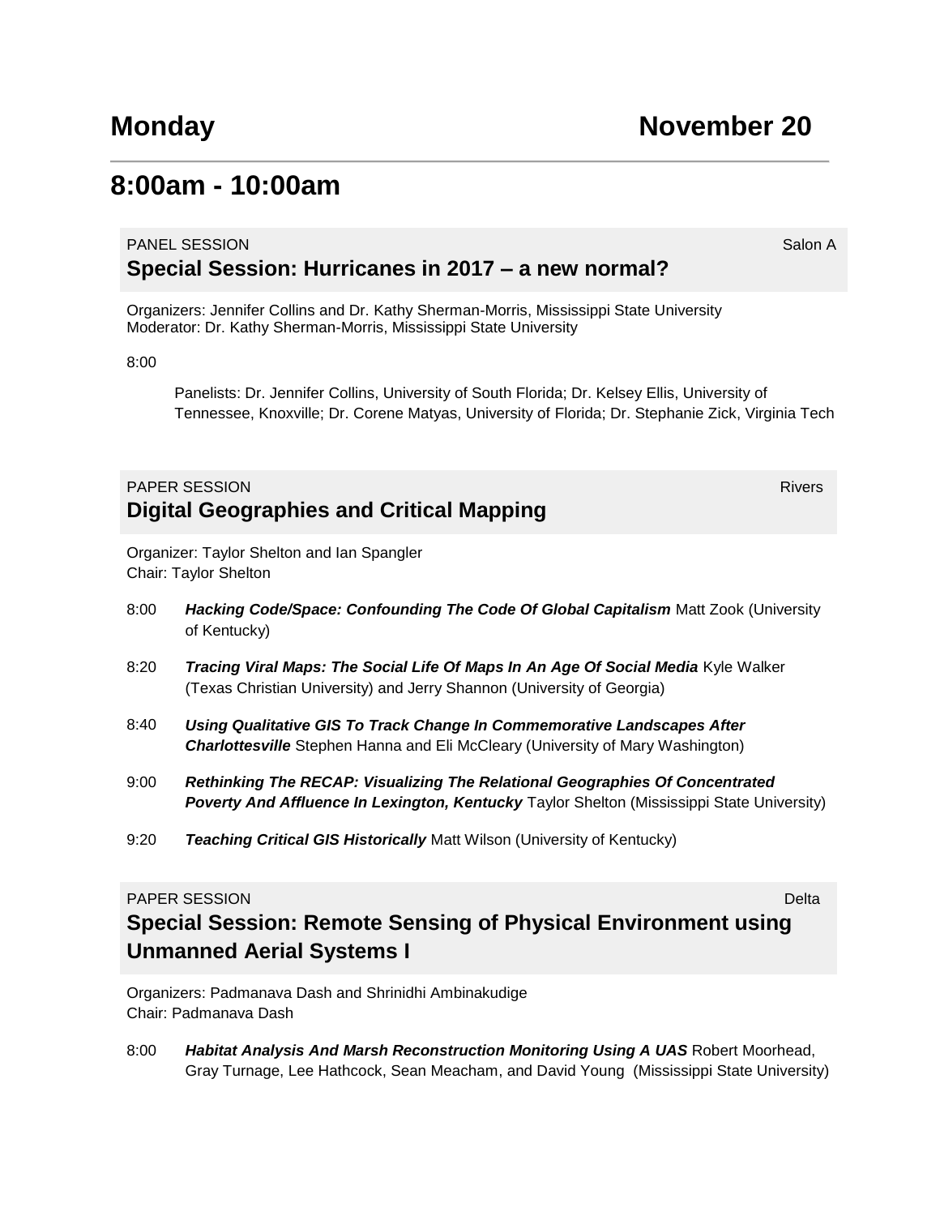# Monday November 20

## 8:00am - 10:00am

PANEL SESSION — Salon A

### Special Session: Hurricanes in 2017 – a new normal?

Organizers: Jennifer Collins and Dr. Kathy Sherman-Morris, Mississippi State University
Moderator: Dr. Kathy Sherman-Morris, Mississippi State University

8:00

Panelists: Dr. Jennifer Collins, University of South Florida; Dr. Kelsey Ellis, University of Tennessee, Knoxville; Dr. Corene Matyas, University of Florida; Dr. Stephanie Zick, Virginia Tech

PAPER SESSION — Rivers

### Digital Geographies and Critical Mapping

Organizer: Taylor Shelton and Ian Spangler
Chair: Taylor Shelton

- 8:00 ***Hacking Code/Space: Confounding The Code Of Global Capitalism*** Matt Zook (University of Kentucky)
- 8:20 ***Tracing Viral Maps: The Social Life Of Maps In An Age Of Social Media*** Kyle Walker (Texas Christian University) and Jerry Shannon (University of Georgia)
- 8:40 ***Using Qualitative GIS To Track Change In Commemorative Landscapes After Charlottesville*** Stephen Hanna and Eli McCleary (University of Mary Washington)
- 9:00 ***Rethinking The RECAP: Visualizing The Relational Geographies Of Concentrated Poverty And Affluence In Lexington, Kentucky*** Taylor Shelton (Mississippi State University)
- 9:20 ***Teaching Critical GIS Historically*** Matt Wilson (University of Kentucky)

PAPER SESSION — Delta

### Special Session: Remote Sensing of Physical Environment using Unmanned Aerial Systems I

Organizers: Padmanava Dash and Shrinidhi Ambinakudige
Chair: Padmanava Dash

- 8:00 ***Habitat Analysis And Marsh Reconstruction Monitoring Using A UAS*** Robert Moorhead, Gray Turnage, Lee Hathcock, Sean Meacham, and David Young (Mississippi State University)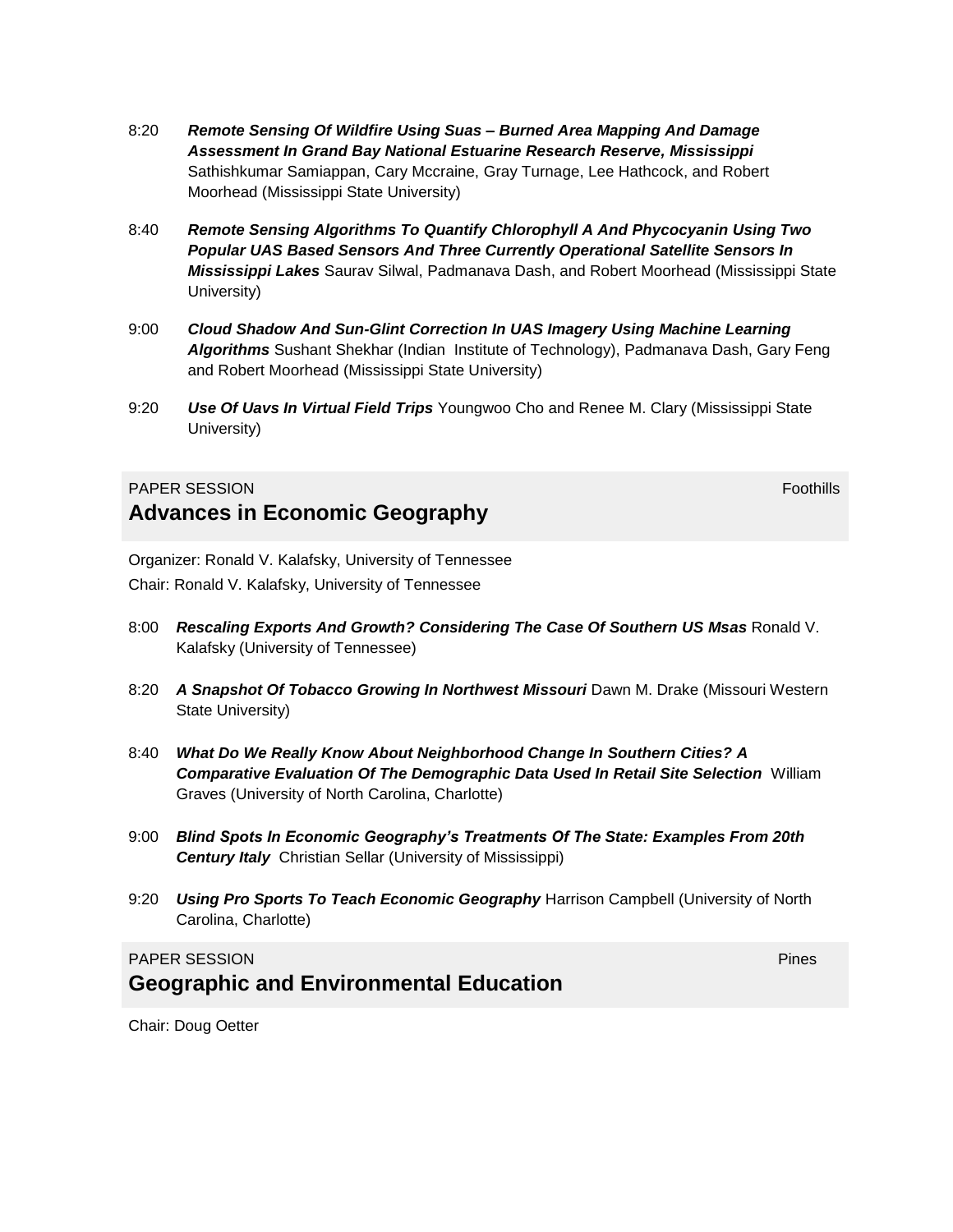8:20 ***Remote Sensing Of Wildfire Using Suas – Burned Area Mapping And Damage Assessment In Grand Bay National Estuarine Research Reserve, Mississippi*** Sathishkumar Samiappan, Cary Mccraine, Gray Turnage, Lee Hathcock, and Robert Moorhead (Mississippi State University)

8:40 ***Remote Sensing Algorithms To Quantify Chlorophyll A And Phycocyanin Using Two Popular UAS Based Sensors And Three Currently Operational Satellite Sensors In Mississippi Lakes*** Saurav Silwal, Padmanava Dash, and Robert Moorhead (Mississippi State University)

9:00 ***Cloud Shadow And Sun-Glint Correction In UAS Imagery Using Machine Learning Algorithms*** Sushant Shekhar (Indian Institute of Technology), Padmanava Dash, Gary Feng and Robert Moorhead (Mississippi State University)

9:20 ***Use Of Uavs In Virtual Field Trips*** Youngwoo Cho and Renee M. Clary (Mississippi State University)

PAPER SESSION — Foothills

## Advances in Economic Geography

Organizer: Ronald V. Kalafsky, University of Tennessee

Chair: Ronald V. Kalafsky, University of Tennessee

8:00 ***Rescaling Exports And Growth? Considering The Case Of Southern US Msas*** Ronald V. Kalafsky (University of Tennessee)

8:20 ***A Snapshot Of Tobacco Growing In Northwest Missouri*** Dawn M. Drake (Missouri Western State University)

8:40 ***What Do We Really Know About Neighborhood Change In Southern Cities? A Comparative Evaluation Of The Demographic Data Used In Retail Site Selection*** William Graves (University of North Carolina, Charlotte)

9:00 ***Blind Spots In Economic Geography's Treatments Of The State: Examples From 20th Century Italy*** Christian Sellar (University of Mississippi)

9:20 ***Using Pro Sports To Teach Economic Geography*** Harrison Campbell (University of North Carolina, Charlotte)

PAPER SESSION — Pines

## Geographic and Environmental Education

Chair: Doug Oetter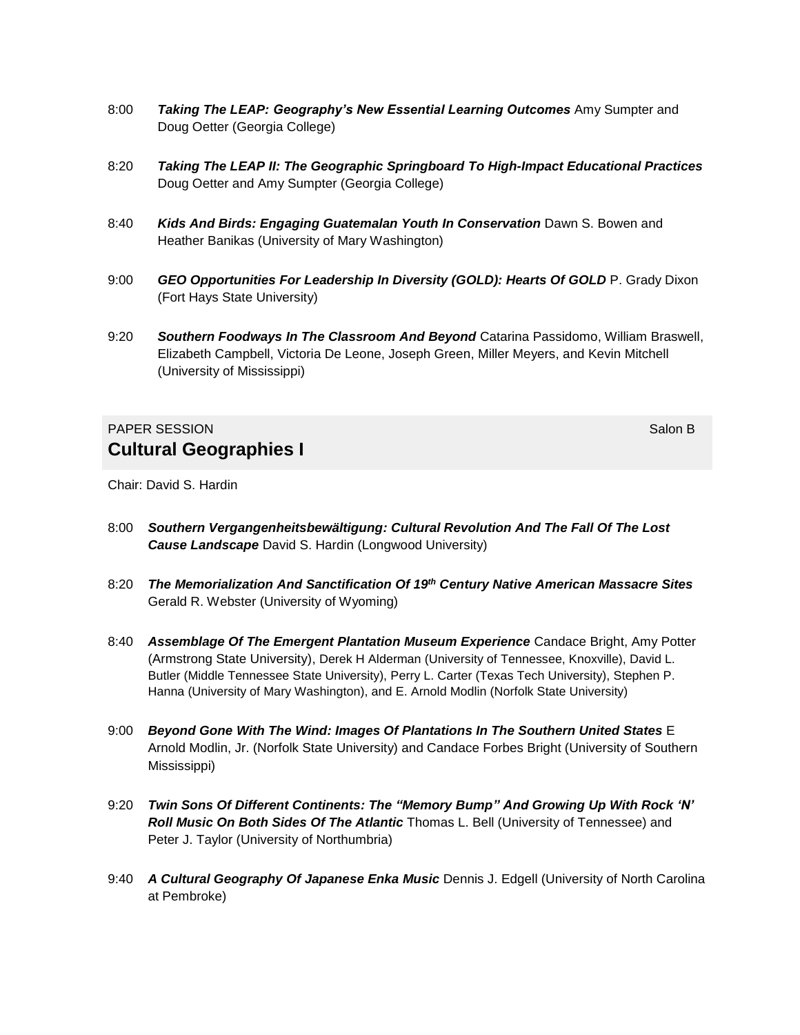8:00 ***Taking The LEAP: Geography's New Essential Learning Outcomes*** Amy Sumpter and Doug Oetter (Georgia College)

8:20 ***Taking The LEAP II: The Geographic Springboard To High-Impact Educational Practices*** Doug Oetter and Amy Sumpter (Georgia College)

8:40 ***Kids And Birds: Engaging Guatemalan Youth In Conservation*** Dawn S. Bowen and Heather Banikas (University of Mary Washington)

9:00 ***GEO Opportunities For Leadership In Diversity (GOLD): Hearts Of GOLD*** P. Grady Dixon (Fort Hays State University)

9:20 ***Southern Foodways In The Classroom And Beyond*** Catarina Passidomo, William Braswell, Elizabeth Campbell, Victoria De Leone, Joseph Green, Miller Meyers, and Kevin Mitchell (University of Mississippi)

PAPER SESSION — Salon B

## Cultural Geographies I

Chair: David S. Hardin

8:00 ***Southern Vergangenheitsbewältigung: Cultural Revolution And The Fall Of The Lost Cause Landscape*** David S. Hardin (Longwood University)

8:20 ***The Memorialization And Sanctification Of 19th Century Native American Massacre Sites*** Gerald R. Webster (University of Wyoming)

8:40 ***Assemblage Of The Emergent Plantation Museum Experience*** Candace Bright, Amy Potter (Armstrong State University), Derek H Alderman (University of Tennessee, Knoxville), David L. Butler (Middle Tennessee State University), Perry L. Carter (Texas Tech University), Stephen P. Hanna (University of Mary Washington), and E. Arnold Modlin (Norfolk State University)

9:00 ***Beyond Gone With The Wind: Images Of Plantations In The Southern United States*** E Arnold Modlin, Jr. (Norfolk State University) and Candace Forbes Bright (University of Southern Mississippi)

9:20 ***Twin Sons Of Different Continents: The "Memory Bump" And Growing Up With Rock 'N' Roll Music On Both Sides Of The Atlantic*** Thomas L. Bell (University of Tennessee) and Peter J. Taylor (University of Northumbria)

9:40 ***A Cultural Geography Of Japanese Enka Music*** Dennis J. Edgell (University of North Carolina at Pembroke)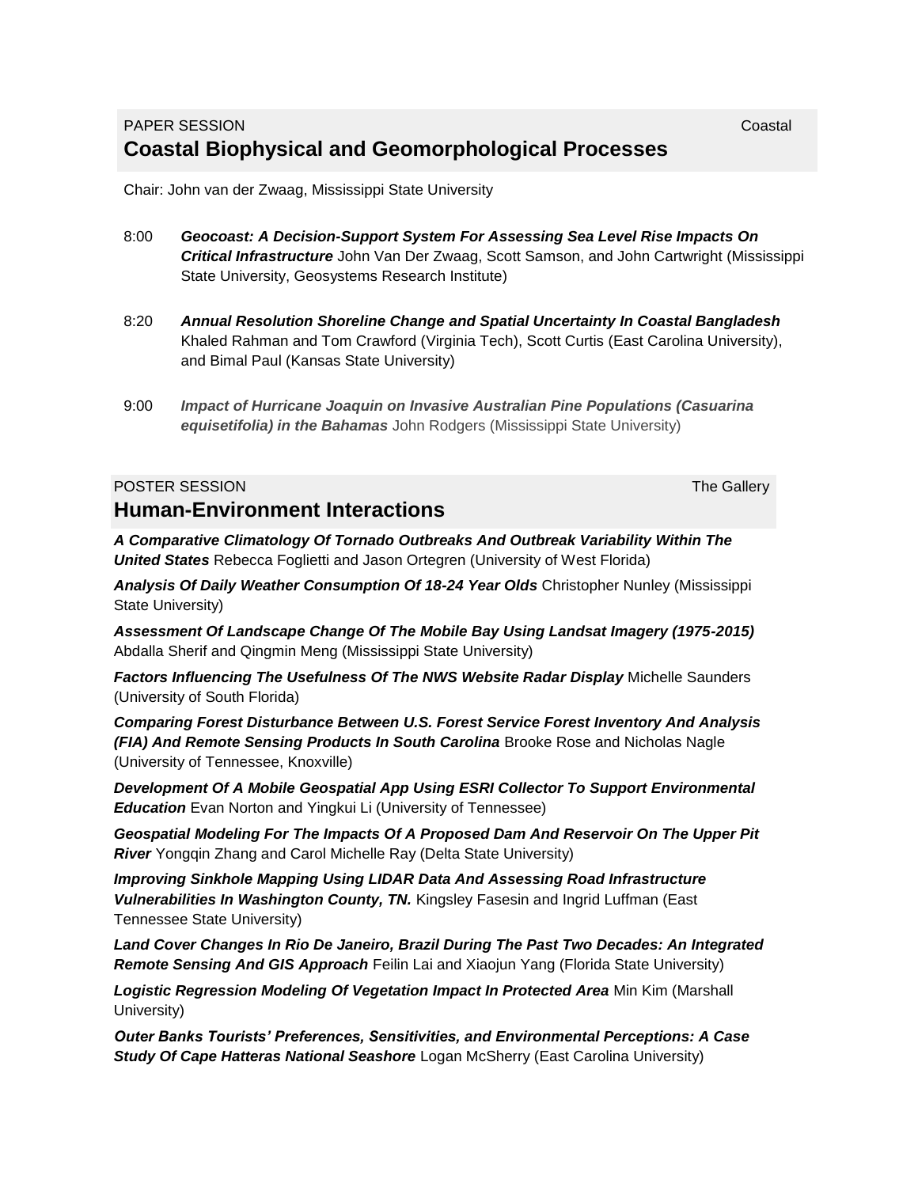PAPER SESSION Coastal

## Coastal Biophysical and Geomorphological Processes

Chair: John van der Zwaag, Mississippi State University

8:00 ***Geocoast: A Decision-Support System For Assessing Sea Level Rise Impacts On Critical Infrastructure*** John Van Der Zwaag, Scott Samson, and John Cartwright (Mississippi State University, Geosystems Research Institute)

8:20 ***Annual Resolution Shoreline Change and Spatial Uncertainty In Coastal Bangladesh*** Khaled Rahman and Tom Crawford (Virginia Tech), Scott Curtis (East Carolina University), and Bimal Paul (Kansas State University)

9:00 ***Impact of Hurricane Joaquin on Invasive Australian Pine Populations (Casuarina equisetifolia) in the Bahamas*** John Rodgers (Mississippi State University)

POSTER SESSION The Gallery

## Human-Environment Interactions

***A Comparative Climatology Of Tornado Outbreaks And Outbreak Variability Within The United States*** Rebecca Foglietti and Jason Ortegren (University of West Florida)

***Analysis Of Daily Weather Consumption Of 18-24 Year Olds*** Christopher Nunley (Mississippi State University)

***Assessment Of Landscape Change Of The Mobile Bay Using Landsat Imagery (1975-2015)*** Abdalla Sherif and Qingmin Meng (Mississippi State University)

***Factors Influencing The Usefulness Of The NWS Website Radar Display*** Michelle Saunders (University of South Florida)

***Comparing Forest Disturbance Between U.S. Forest Service Forest Inventory And Analysis (FIA) And Remote Sensing Products In South Carolina*** Brooke Rose and Nicholas Nagle (University of Tennessee, Knoxville)

***Development Of A Mobile Geospatial App Using ESRI Collector To Support Environmental Education*** Evan Norton and Yingkui Li (University of Tennessee)

***Geospatial Modeling For The Impacts Of A Proposed Dam And Reservoir On The Upper Pit River*** Yongqin Zhang and Carol Michelle Ray (Delta State University)

***Improving Sinkhole Mapping Using LIDAR Data And Assessing Road Infrastructure Vulnerabilities In Washington County, TN.*** Kingsley Fasesin and Ingrid Luffman (East Tennessee State University)

***Land Cover Changes In Rio De Janeiro, Brazil During The Past Two Decades: An Integrated Remote Sensing And GIS Approach*** Feilin Lai and Xiaojun Yang (Florida State University)

***Logistic Regression Modeling Of Vegetation Impact In Protected Area*** Min Kim (Marshall University)

***Outer Banks Tourists' Preferences, Sensitivities, and Environmental Perceptions: A Case Study Of Cape Hatteras National Seashore*** Logan McSherry (East Carolina University)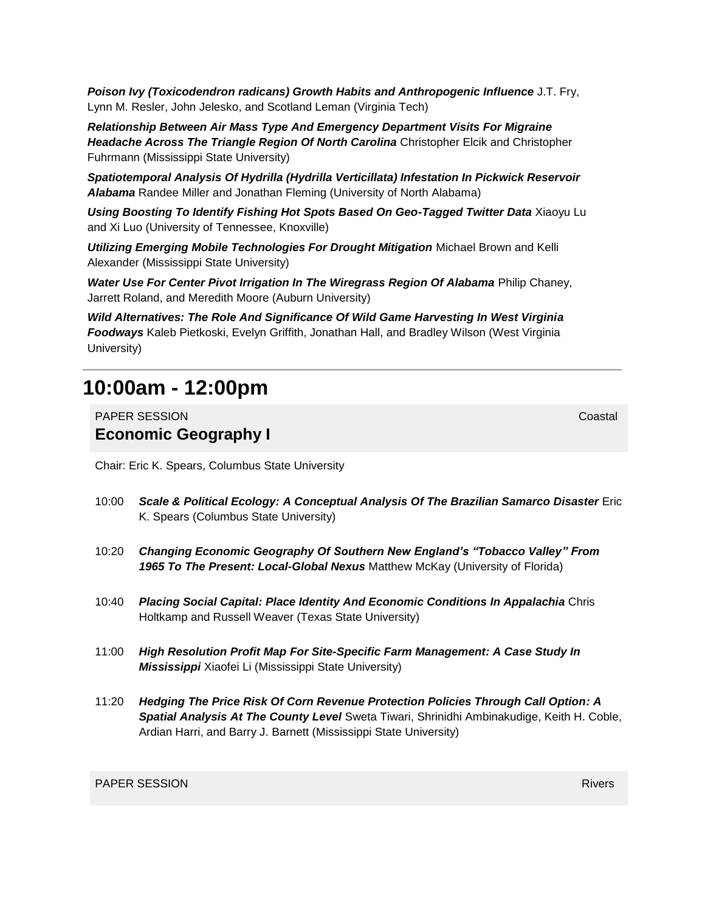***Poison Ivy (Toxicodendron radicans) Growth Habits and Anthropogenic Influence*** J.T. Fry, Lynn M. Resler, John Jelesko, and Scotland Leman (Virginia Tech)

***Relationship Between Air Mass Type And Emergency Department Visits For Migraine Headache Across The Triangle Region Of North Carolina*** Christopher Elcik and Christopher Fuhrmann (Mississippi State University)

***Spatiotemporal Analysis Of Hydrilla (Hydrilla Verticillata) Infestation In Pickwick Reservoir Alabama*** Randee Miller and Jonathan Fleming (University of North Alabama)

***Using Boosting To Identify Fishing Hot Spots Based On Geo-Tagged Twitter Data*** Xiaoyu Lu and Xi Luo (University of Tennessee, Knoxville)

***Utilizing Emerging Mobile Technologies For Drought Mitigation*** Michael Brown and Kelli Alexander (Mississippi State University)

***Water Use For Center Pivot Irrigation In The Wiregrass Region Of Alabama*** Philip Chaney, Jarrett Roland, and Meredith Moore (Auburn University)

***Wild Alternatives: The Role And Significance Of Wild Game Harvesting In West Virginia Foodways*** Kaleb Pietkoski, Evelyn Griffith, Jonathan Hall, and Bradley Wilson (West Virginia University)

---

# 10:00am - 12:00pm

PAPER SESSION — Coastal

## Economic Geography I

Chair: Eric K. Spears, Columbus State University

10:00 ***Scale & Political Ecology: A Conceptual Analysis Of The Brazilian Samarco Disaster*** Eric K. Spears (Columbus State University)

10:20 ***Changing Economic Geography Of Southern New England's "Tobacco Valley" From 1965 To The Present: Local-Global Nexus*** Matthew McKay (University of Florida)

10:40 ***Placing Social Capital: Place Identity And Economic Conditions In Appalachia*** Chris Holtkamp and Russell Weaver (Texas State University)

11:00 ***High Resolution Profit Map For Site-Specific Farm Management: A Case Study In Mississippi*** Xiaofei Li (Mississippi State University)

11:20 ***Hedging The Price Risk Of Corn Revenue Protection Policies Through Call Option: A Spatial Analysis At The County Level*** Sweta Tiwari, Shrinidhi Ambinakudige, Keith H. Coble, Ardian Harri, and Barry J. Barnett (Mississippi State University)

PAPER SESSION — Rivers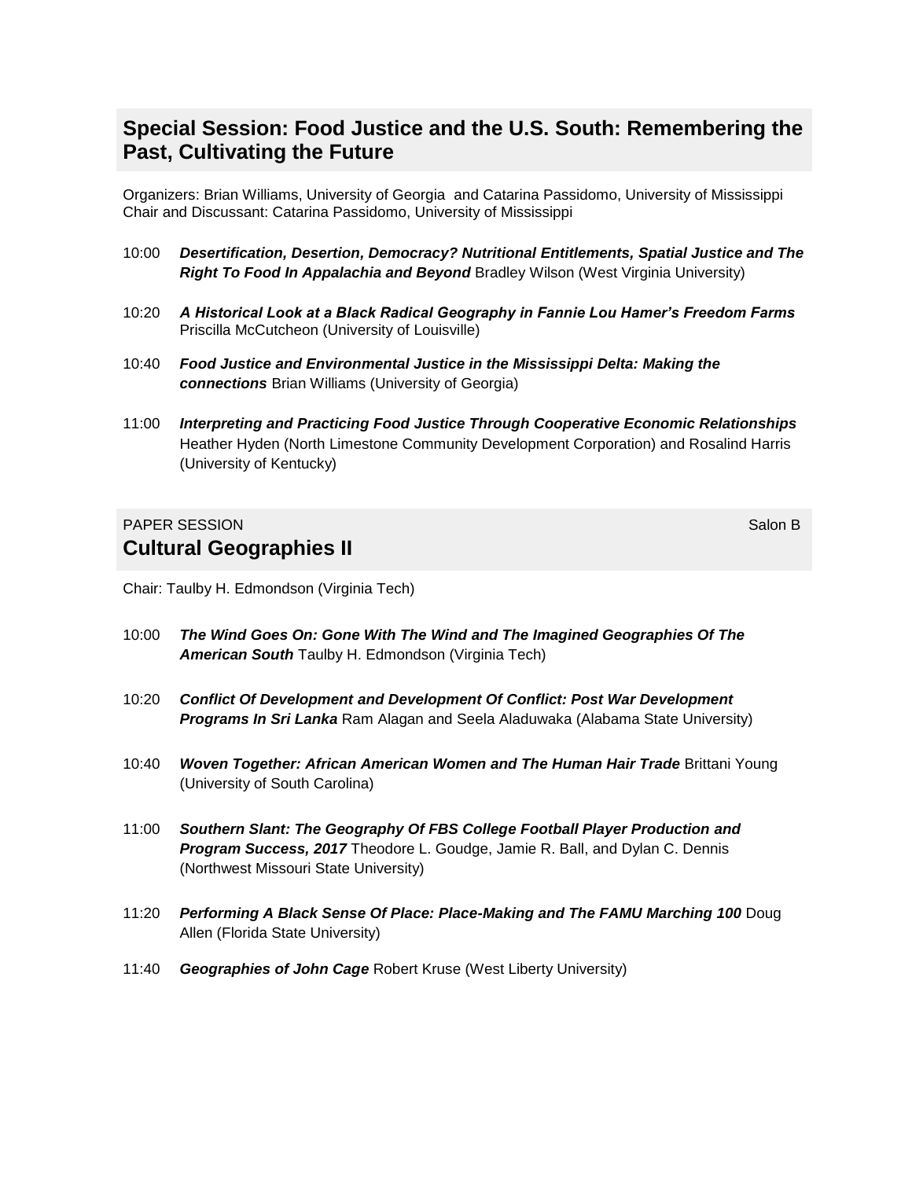## Special Session: Food Justice and the U.S. South: Remembering the Past, Cultivating the Future

Organizers: Brian Williams, University of Georgia and Catarina Passidomo, University of Mississippi
Chair and Discussant: Catarina Passidomo, University of Mississippi

- 10:00 ***Desertification, Desertion, Democracy? Nutritional Entitlements, Spatial Justice and The Right To Food In Appalachia and Beyond*** Bradley Wilson (West Virginia University)
- 10:20 ***A Historical Look at a Black Radical Geography in Fannie Lou Hamer's Freedom Farms*** Priscilla McCutcheon (University of Louisville)
- 10:40 ***Food Justice and Environmental Justice in the Mississippi Delta: Making the connections*** Brian Williams (University of Georgia)
- 11:00 ***Interpreting and Practicing Food Justice Through Cooperative Economic Relationships*** Heather Hyden (North Limestone Community Development Corporation) and Rosalind Harris (University of Kentucky)

PAPER SESSION — Salon B

## Cultural Geographies II

Chair: Taulby H. Edmondson (Virginia Tech)

- 10:00 ***The Wind Goes On: Gone With The Wind and The Imagined Geographies Of The American South*** Taulby H. Edmondson (Virginia Tech)
- 10:20 ***Conflict Of Development and Development Of Conflict: Post War Development Programs In Sri Lanka*** Ram Alagan and Seela Aladuwaka (Alabama State University)
- 10:40 ***Woven Together: African American Women and The Human Hair Trade*** Brittani Young (University of South Carolina)
- 11:00 ***Southern Slant: The Geography Of FBS College Football Player Production and Program Success, 2017*** Theodore L. Goudge, Jamie R. Ball, and Dylan C. Dennis (Northwest Missouri State University)
- 11:20 ***Performing A Black Sense Of Place: Place-Making and The FAMU Marching 100*** Doug Allen (Florida State University)
- 11:40 ***Geographies of John Cage*** Robert Kruse (West Liberty University)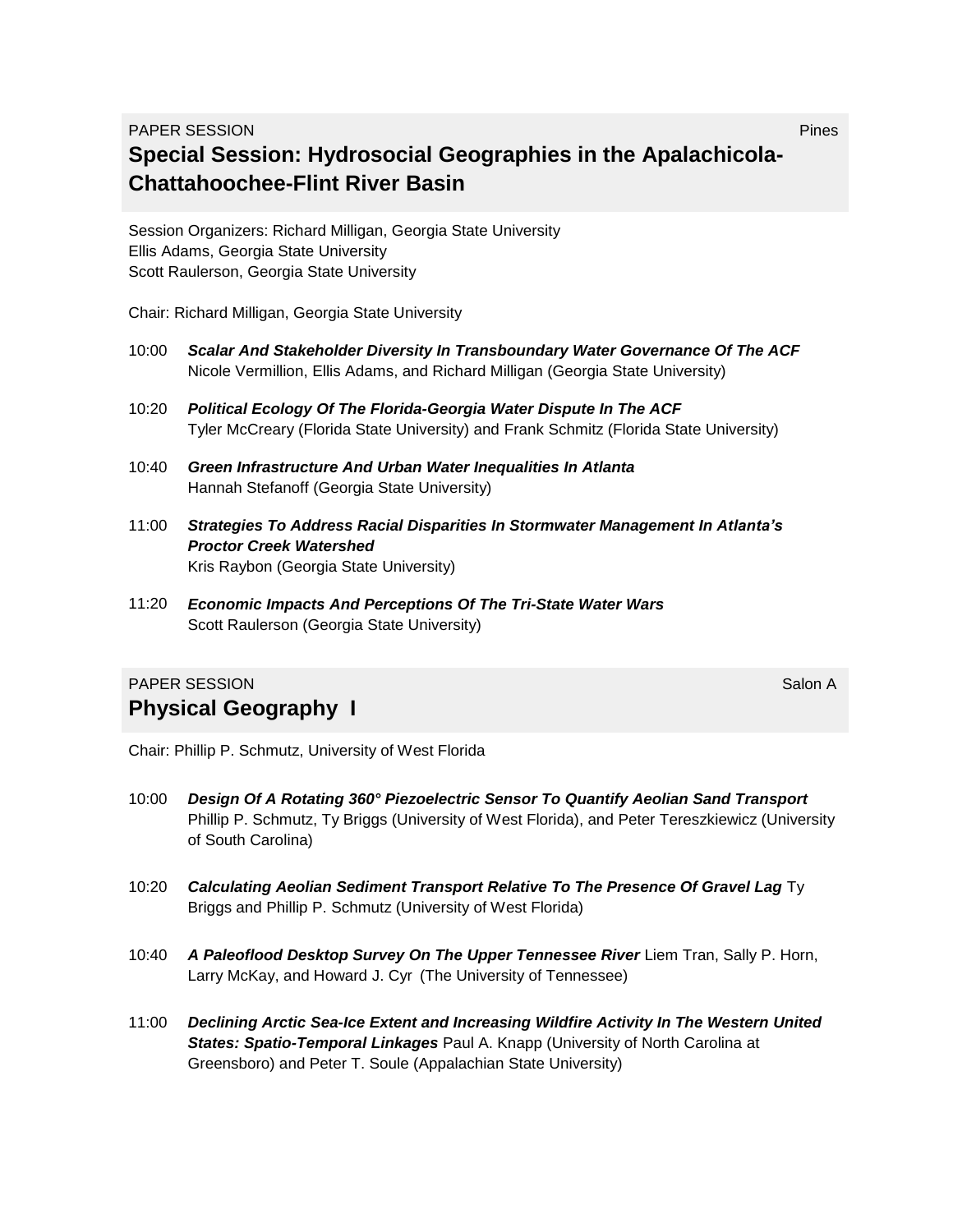PAPER SESSION Pines

## Special Session: Hydrosocial Geographies in the Apalachicola-Chattahoochee-Flint River Basin

Session Organizers: Richard Milligan, Georgia State University
Ellis Adams, Georgia State University
Scott Raulerson, Georgia State University

Chair: Richard Milligan, Georgia State University

10:00 ***Scalar And Stakeholder Diversity In Transboundary Water Governance Of The ACF***
Nicole Vermillion, Ellis Adams, and Richard Milligan (Georgia State University)

10:20 ***Political Ecology Of The Florida-Georgia Water Dispute In The ACF***
Tyler McCreary (Florida State University) and Frank Schmitz (Florida State University)

10:40 ***Green Infrastructure And Urban Water Inequalities In Atlanta***
Hannah Stefanoff (Georgia State University)

11:00 ***Strategies To Address Racial Disparities In Stormwater Management In Atlanta's Proctor Creek Watershed***
Kris Raybon (Georgia State University)

11:20 ***Economic Impacts And Perceptions Of The Tri-State Water Wars***
Scott Raulerson (Georgia State University)

PAPER SESSION Salon A

## Physical Geography I

Chair: Phillip P. Schmutz, University of West Florida

10:00 ***Design Of A Rotating 360° Piezoelectric Sensor To Quantify Aeolian Sand Transport***
Phillip P. Schmutz, Ty Briggs (University of West Florida), and Peter Tereszkiewicz (University of South Carolina)

10:20 ***Calculating Aeolian Sediment Transport Relative To The Presence Of Gravel Lag*** Ty Briggs and Phillip P. Schmutz (University of West Florida)

10:40 ***A Paleoflood Desktop Survey On The Upper Tennessee River*** Liem Tran, Sally P. Horn, Larry McKay, and Howard J. Cyr (The University of Tennessee)

11:00 ***Declining Arctic Sea-Ice Extent and Increasing Wildfire Activity In The Western United States: Spatio-Temporal Linkages*** Paul A. Knapp (University of North Carolina at Greensboro) and Peter T. Soule (Appalachian State University)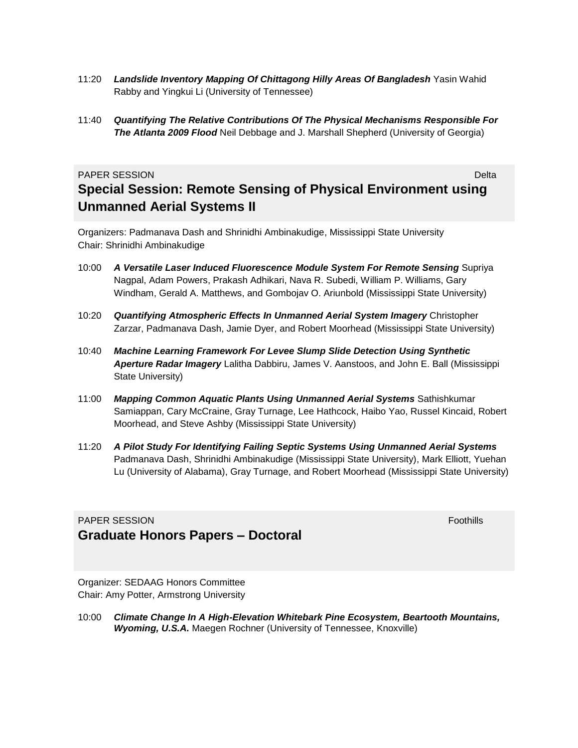11:20 ***Landslide Inventory Mapping Of Chittagong Hilly Areas Of Bangladesh*** Yasin Wahid Rabby and Yingkui Li (University of Tennessee)

11:40 ***Quantifying The Relative Contributions Of The Physical Mechanisms Responsible For The Atlanta 2009 Flood*** Neil Debbage and J. Marshall Shepherd (University of Georgia)

PAPER SESSION — Delta

## Special Session: Remote Sensing of Physical Environment using Unmanned Aerial Systems II

Organizers: Padmanava Dash and Shrinidhi Ambinakudige, Mississippi State University
Chair: Shrinidhi Ambinakudige

10:00 ***A Versatile Laser Induced Fluorescence Module System For Remote Sensing*** Supriya Nagpal, Adam Powers, Prakash Adhikari, Nava R. Subedi, William P. Williams, Gary Windham, Gerald A. Matthews, and Gombojav O. Ariunbold (Mississippi State University)

10:20 ***Quantifying Atmospheric Effects In Unmanned Aerial System Imagery*** Christopher Zarzar, Padmanava Dash, Jamie Dyer, and Robert Moorhead (Mississippi State University)

10:40 ***Machine Learning Framework For Levee Slump Slide Detection Using Synthetic Aperture Radar Imagery*** Lalitha Dabbiru, James V. Aanstoos, and John E. Ball (Mississippi State University)

11:00 ***Mapping Common Aquatic Plants Using Unmanned Aerial Systems*** Sathishkumar Samiappan, Cary McCraine, Gray Turnage, Lee Hathcock, Haibo Yao, Russel Kincaid, Robert Moorhead, and Steve Ashby (Mississippi State University)

11:20 ***A Pilot Study For Identifying Failing Septic Systems Using Unmanned Aerial Systems*** Padmanava Dash, Shrinidhi Ambinakudige (Mississippi State University), Mark Elliott, Yuehan Lu (University of Alabama), Gray Turnage, and Robert Moorhead (Mississippi State University)

PAPER SESSION — Foothills

## Graduate Honors Papers – Doctoral

Organizer: SEDAAG Honors Committee
Chair: Amy Potter, Armstrong University

10:00 ***Climate Change In A High-Elevation Whitebark Pine Ecosystem, Beartooth Mountains, Wyoming, U.S.A.*** Maegen Rochner (University of Tennessee, Knoxville)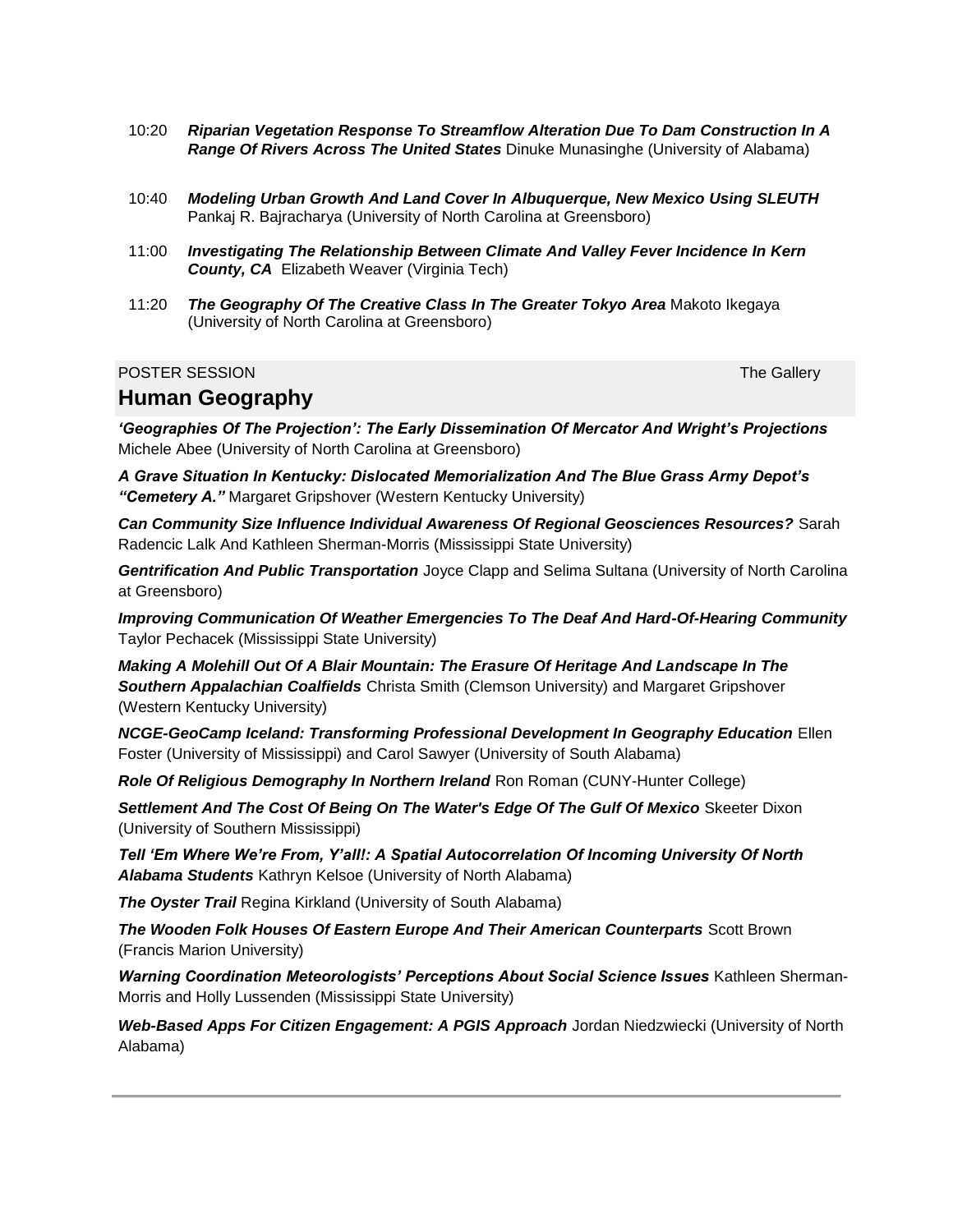10:20 ***Riparian Vegetation Response To Streamflow Alteration Due To Dam Construction In A Range Of Rivers Across The United States*** Dinuke Munasinghe (University of Alabama)

10:40 ***Modeling Urban Growth And Land Cover In Albuquerque, New Mexico Using SLEUTH*** Pankaj R. Bajracharya (University of North Carolina at Greensboro)

11:00 ***Investigating The Relationship Between Climate And Valley Fever Incidence In Kern County, CA*** Elizabeth Weaver (Virginia Tech)

11:20 ***The Geography Of The Creative Class In The Greater Tokyo Area*** Makoto Ikegaya (University of North Carolina at Greensboro)

POSTER SESSION The Gallery

## Human Geography

***'Geographies Of The Projection': The Early Dissemination Of Mercator And Wright's Projections*** Michele Abee (University of North Carolina at Greensboro)

***A Grave Situation In Kentucky: Dislocated Memorialization And The Blue Grass Army Depot's "Cemetery A."*** Margaret Gripshover (Western Kentucky University)

***Can Community Size Influence Individual Awareness Of Regional Geosciences Resources?*** Sarah Radencic Lalk And Kathleen Sherman-Morris (Mississippi State University)

***Gentrification And Public Transportation*** Joyce Clapp and Selima Sultana (University of North Carolina at Greensboro)

***Improving Communication Of Weather Emergencies To The Deaf And Hard-Of-Hearing Community*** Taylor Pechacek (Mississippi State University)

***Making A Molehill Out Of A Blair Mountain: The Erasure Of Heritage And Landscape In The Southern Appalachian Coalfields*** Christa Smith (Clemson University) and Margaret Gripshover (Western Kentucky University)

***NCGE-GeoCamp Iceland: Transforming Professional Development In Geography Education*** Ellen Foster (University of Mississippi) and Carol Sawyer (University of South Alabama)

***Role Of Religious Demography In Northern Ireland*** Ron Roman (CUNY-Hunter College)

***Settlement And The Cost Of Being On The Water's Edge Of The Gulf Of Mexico*** Skeeter Dixon (University of Southern Mississippi)

***Tell 'Em Where We're From, Y'all!: A Spatial Autocorrelation Of Incoming University Of North Alabama Students*** Kathryn Kelsoe (University of North Alabama)

***The Oyster Trail*** Regina Kirkland (University of South Alabama)

***The Wooden Folk Houses Of Eastern Europe And Their American Counterparts*** Scott Brown (Francis Marion University)

***Warning Coordination Meteorologists' Perceptions About Social Science Issues*** Kathleen Sherman-Morris and Holly Lussenden (Mississippi State University)

***Web-Based Apps For Citizen Engagement: A PGIS Approach*** Jordan Niedzwiecki (University of North Alabama)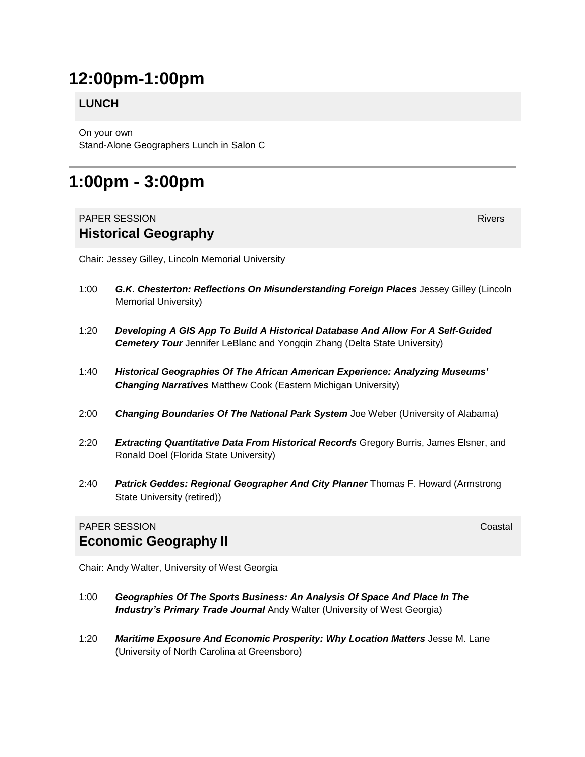# 12:00pm-1:00pm

### LUNCH

On your own
Stand-Alone Geographers Lunch in Salon C

---

# 1:00pm - 3:00pm

PAPER SESSION — Rivers

### Historical Geography

Chair: Jessey Gilley, Lincoln Memorial University

- 1:00 ***G.K. Chesterton: Reflections On Misunderstanding Foreign Places*** Jessey Gilley (Lincoln Memorial University)
- 1:20 ***Developing A GIS App To Build A Historical Database And Allow For A Self-Guided Cemetery Tour*** Jennifer LeBlanc and Yongqin Zhang (Delta State University)
- 1:40 ***Historical Geographies Of The African American Experience: Analyzing Museums' Changing Narratives*** Matthew Cook (Eastern Michigan University)
- 2:00 ***Changing Boundaries Of The National Park System*** Joe Weber (University of Alabama)
- 2:20 ***Extracting Quantitative Data From Historical Records*** Gregory Burris, James Elsner, and Ronald Doel (Florida State University)
- 2:40 ***Patrick Geddes: Regional Geographer And City Planner*** Thomas F. Howard (Armstrong State University (retired))

PAPER SESSION — Coastal

### Economic Geography II

Chair: Andy Walter, University of West Georgia

- 1:00 ***Geographies Of The Sports Business: An Analysis Of Space And Place In The Industry's Primary Trade Journal*** Andy Walter (University of West Georgia)
- 1:20 ***Maritime Exposure And Economic Prosperity: Why Location Matters*** Jesse M. Lane (University of North Carolina at Greensboro)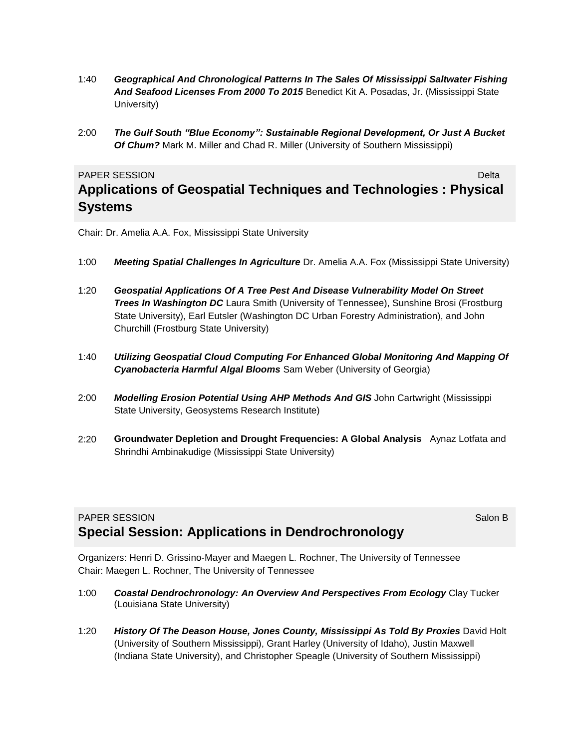1:40 ***Geographical And Chronological Patterns In The Sales Of Mississippi Saltwater Fishing And Seafood Licenses From 2000 To 2015*** Benedict Kit A. Posadas, Jr. (Mississippi State University)

2:00 ***The Gulf South "Blue Economy": Sustainable Regional Development, Or Just A Bucket Of Chum?*** Mark M. Miller and Chad R. Miller (University of Southern Mississippi)

PAPER SESSION Delta

## Applications of Geospatial Techniques and Technologies : Physical Systems

Chair: Dr. Amelia A.A. Fox, Mississippi State University

1:00 ***Meeting Spatial Challenges In Agriculture*** Dr. Amelia A.A. Fox (Mississippi State University)

1:20 ***Geospatial Applications Of A Tree Pest And Disease Vulnerability Model On Street Trees In Washington DC*** Laura Smith (University of Tennessee), Sunshine Brosi (Frostburg State University), Earl Eutsler (Washington DC Urban Forestry Administration), and John Churchill (Frostburg State University)

1:40 ***Utilizing Geospatial Cloud Computing For Enhanced Global Monitoring And Mapping Of Cyanobacteria Harmful Algal Blooms*** Sam Weber (University of Georgia)

2:00 ***Modelling Erosion Potential Using AHP Methods And GIS*** John Cartwright (Mississippi State University, Geosystems Research Institute)

2:20 **Groundwater Depletion and Drought Frequencies: A Global Analysis** Aynaz Lotfata and Shrindhi Ambinakudige (Mississippi State University)

PAPER SESSION Salon B

## Special Session: Applications in Dendrochronology

Organizers: Henri D. Grissino-Mayer and Maegen L. Rochner, The University of Tennessee
Chair: Maegen L. Rochner, The University of Tennessee

1:00 ***Coastal Dendrochronology: An Overview And Perspectives From Ecology*** Clay Tucker (Louisiana State University)

1:20 ***History Of The Deason House, Jones County, Mississippi As Told By Proxies*** David Holt (University of Southern Mississippi), Grant Harley (University of Idaho), Justin Maxwell (Indiana State University), and Christopher Speagle (University of Southern Mississippi)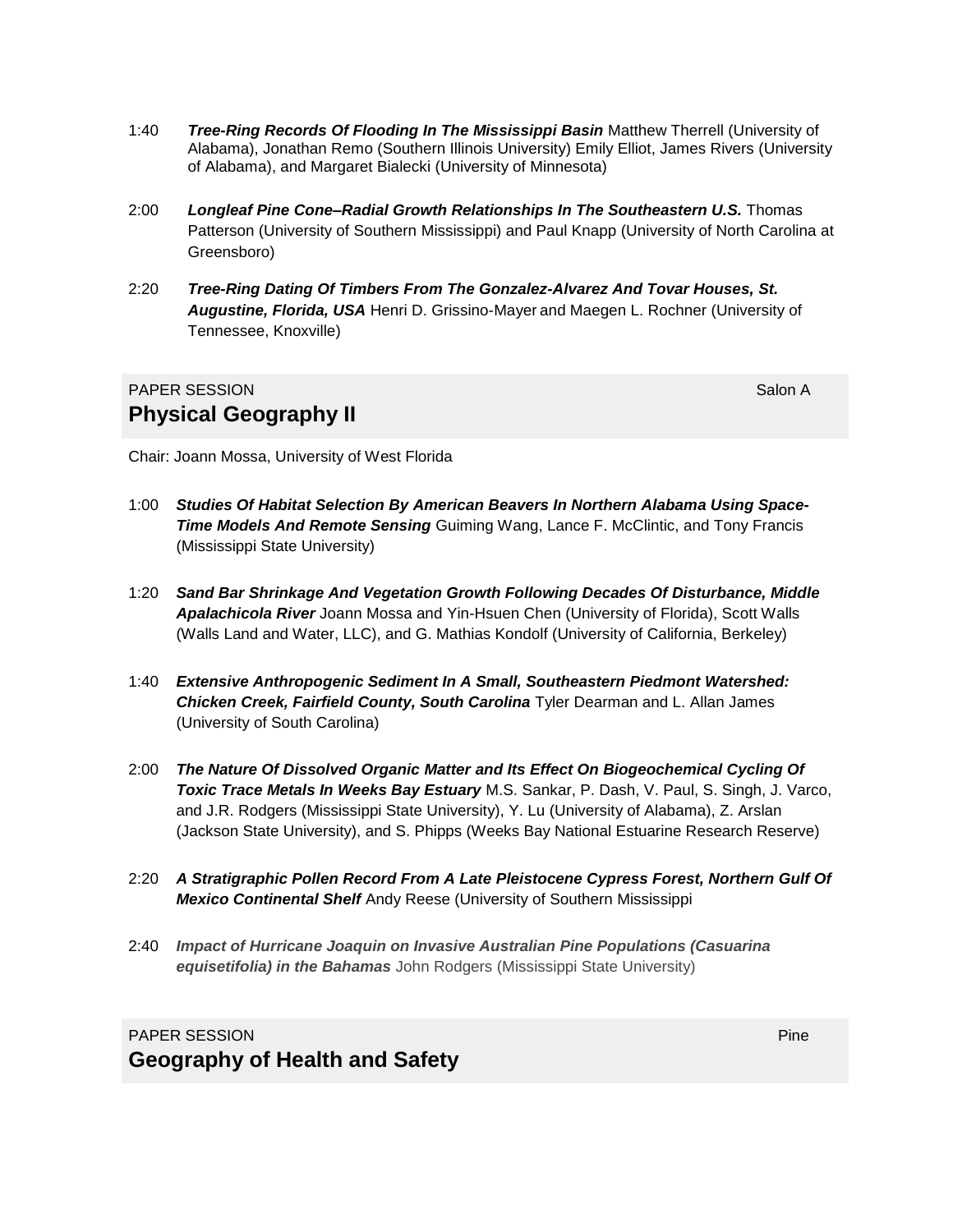1:40 ***Tree-Ring Records Of Flooding In The Mississippi Basin*** Matthew Therrell (University of Alabama), Jonathan Remo (Southern Illinois University) Emily Elliot, James Rivers (University of Alabama), and Margaret Bialecki (University of Minnesota)

2:00 ***Longleaf Pine Cone–Radial Growth Relationships In The Southeastern U.S.*** Thomas Patterson (University of Southern Mississippi) and Paul Knapp (University of North Carolina at Greensboro)

2:20 ***Tree-Ring Dating Of Timbers From The Gonzalez-Alvarez And Tovar Houses, St. Augustine, Florida, USA*** Henri D. Grissino-Mayer and Maegen L. Rochner (University of Tennessee, Knoxville)

PAPER SESSION Salon A

## Physical Geography II

Chair: Joann Mossa, University of West Florida

1:00 ***Studies Of Habitat Selection By American Beavers In Northern Alabama Using Space-Time Models And Remote Sensing*** Guiming Wang, Lance F. McClintic, and Tony Francis (Mississippi State University)

1:20 ***Sand Bar Shrinkage And Vegetation Growth Following Decades Of Disturbance, Middle Apalachicola River*** Joann Mossa and Yin-Hsuen Chen (University of Florida), Scott Walls (Walls Land and Water, LLC), and G. Mathias Kondolf (University of California, Berkeley)

1:40 ***Extensive Anthropogenic Sediment In A Small, Southeastern Piedmont Watershed: Chicken Creek, Fairfield County, South Carolina*** Tyler Dearman and L. Allan James (University of South Carolina)

2:00 ***The Nature Of Dissolved Organic Matter and Its Effect On Biogeochemical Cycling Of Toxic Trace Metals In Weeks Bay Estuary*** M.S. Sankar, P. Dash, V. Paul, S. Singh, J. Varco, and J.R. Rodgers (Mississippi State University), Y. Lu (University of Alabama), Z. Arslan (Jackson State University), and S. Phipps (Weeks Bay National Estuarine Research Reserve)

2:20 ***A Stratigraphic Pollen Record From A Late Pleistocene Cypress Forest, Northern Gulf Of Mexico Continental Shelf*** Andy Reese (University of Southern Mississippi

2:40 ***Impact of Hurricane Joaquin on Invasive Australian Pine Populations (Casuarina equisetifolia) in the Bahamas*** John Rodgers (Mississippi State University)

PAPER SESSION Pine

## Geography of Health and Safety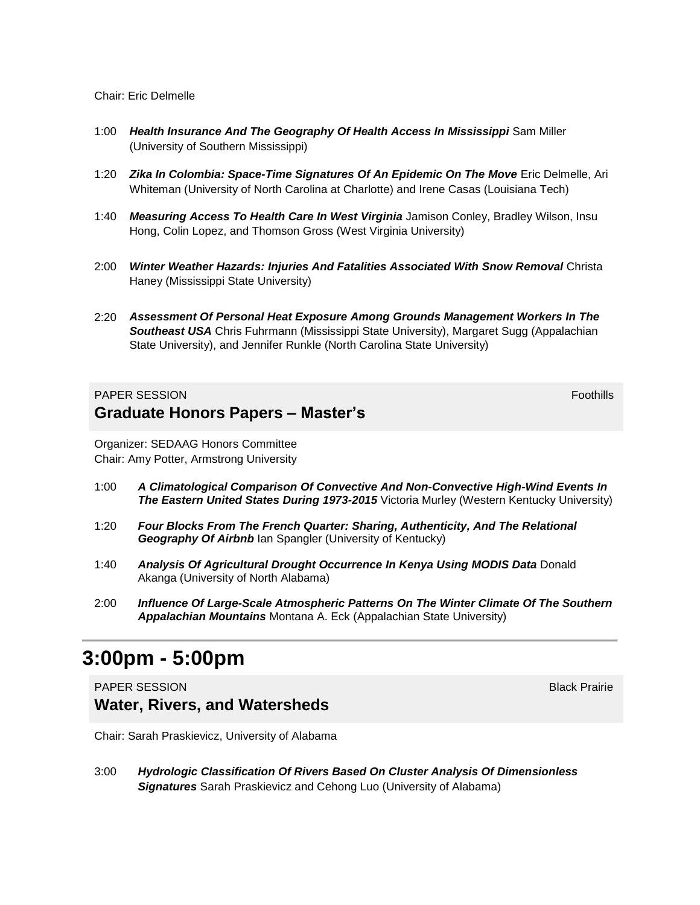Chair: Eric Delmelle

- 1:00 ***Health Insurance And The Geography Of Health Access In Mississippi*** Sam Miller (University of Southern Mississippi)
- 1:20 ***Zika In Colombia: Space-Time Signatures Of An Epidemic On The Move*** Eric Delmelle, Ari Whiteman (University of North Carolina at Charlotte) and Irene Casas (Louisiana Tech)
- 1:40 ***Measuring Access To Health Care In West Virginia*** Jamison Conley, Bradley Wilson, Insu Hong, Colin Lopez, and Thomson Gross (West Virginia University)
- 2:00 ***Winter Weather Hazards: Injuries And Fatalities Associated With Snow Removal*** Christa Haney (Mississippi State University)
- 2:20 ***Assessment Of Personal Heat Exposure Among Grounds Management Workers In The Southeast USA*** Chris Fuhrmann (Mississippi State University), Margaret Sugg (Appalachian State University), and Jennifer Runkle (North Carolina State University)

PAPER SESSION — Foothills

### Graduate Honors Papers – Master's

Organizer: SEDAAG Honors Committee
Chair: Amy Potter, Armstrong University

- 1:00 ***A Climatological Comparison Of Convective And Non-Convective High-Wind Events In The Eastern United States During 1973-2015*** Victoria Murley (Western Kentucky University)
- 1:20 ***Four Blocks From The French Quarter: Sharing, Authenticity, And The Relational Geography Of Airbnb*** Ian Spangler (University of Kentucky)
- 1:40 ***Analysis Of Agricultural Drought Occurrence In Kenya Using MODIS Data*** Donald Akanga (University of North Alabama)
- 2:00 ***Influence Of Large-Scale Atmospheric Patterns On The Winter Climate Of The Southern Appalachian Mountains*** Montana A. Eck (Appalachian State University)

---

## 3:00pm - 5:00pm

PAPER SESSION — Black Prairie

### Water, Rivers, and Watersheds

Chair: Sarah Praskievicz, University of Alabama

- 3:00 ***Hydrologic Classification Of Rivers Based On Cluster Analysis Of Dimensionless Signatures*** Sarah Praskievicz and Cehong Luo (University of Alabama)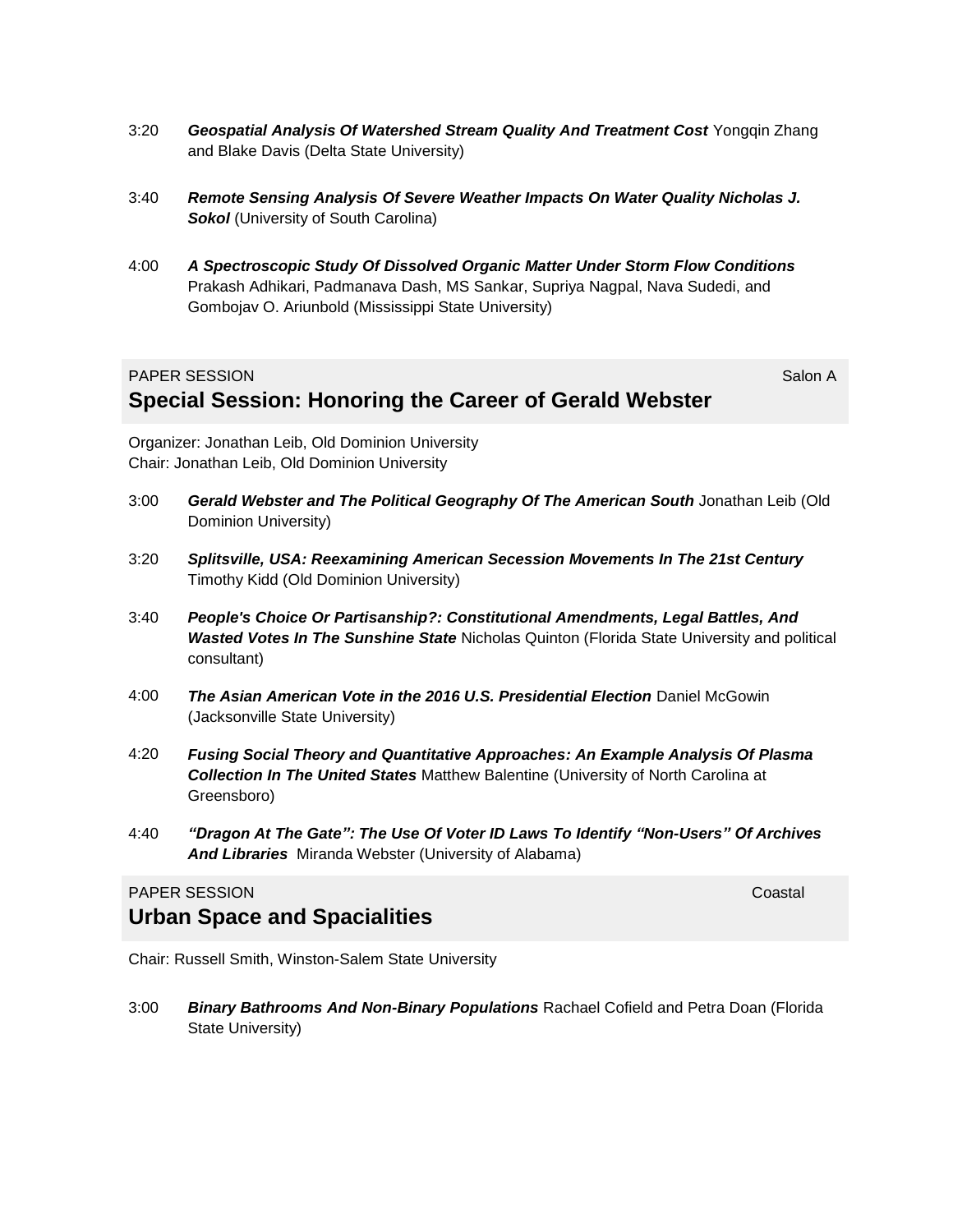3:20 ***Geospatial Analysis Of Watershed Stream Quality And Treatment Cost*** Yongqin Zhang and Blake Davis (Delta State University)

3:40 ***Remote Sensing Analysis Of Severe Weather Impacts On Water Quality Nicholas J. Sokol*** (University of South Carolina)

4:00 ***A Spectroscopic Study Of Dissolved Organic Matter Under Storm Flow Conditions*** Prakash Adhikari, Padmanava Dash, MS Sankar, Supriya Nagpal, Nava Sudedi, and Gombojav O. Ariunbold (Mississippi State University)

PAPER SESSION Salon A

## Special Session: Honoring the Career of Gerald Webster

Organizer: Jonathan Leib, Old Dominion University
Chair: Jonathan Leib, Old Dominion University

3:00 ***Gerald Webster and The Political Geography Of The American South*** Jonathan Leib (Old Dominion University)

3:20 ***Splitsville, USA: Reexamining American Secession Movements In The 21st Century*** Timothy Kidd (Old Dominion University)

3:40 ***People's Choice Or Partisanship?: Constitutional Amendments, Legal Battles, And Wasted Votes In The Sunshine State*** Nicholas Quinton (Florida State University and political consultant)

4:00 ***The Asian American Vote in the 2016 U.S. Presidential Election*** Daniel McGowin (Jacksonville State University)

4:20 ***Fusing Social Theory and Quantitative Approaches: An Example Analysis Of Plasma Collection In The United States*** Matthew Balentine (University of North Carolina at Greensboro)

4:40 ***"Dragon At The Gate": The Use Of Voter ID Laws To Identify "Non-Users" Of Archives And Libraries*** Miranda Webster (University of Alabama)

PAPER SESSION Coastal

## Urban Space and Spacialities

Chair: Russell Smith, Winston-Salem State University

3:00 ***Binary Bathrooms And Non-Binary Populations*** Rachael Cofield and Petra Doan (Florida State University)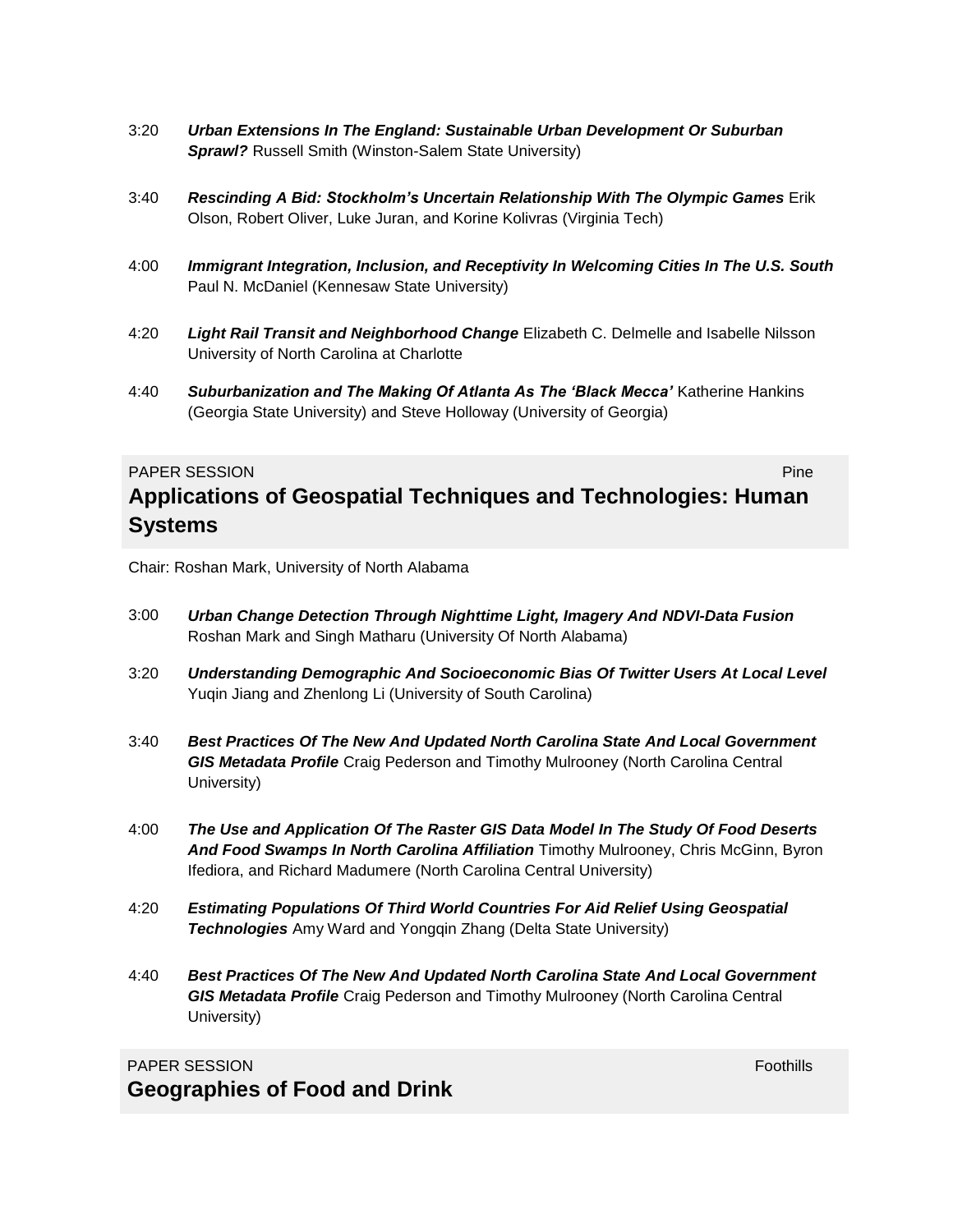3:20 ***Urban Extensions In The England: Sustainable Urban Development Or Suburban Sprawl?*** Russell Smith (Winston-Salem State University)

3:40 ***Rescinding A Bid: Stockholm's Uncertain Relationship With The Olympic Games*** Erik Olson, Robert Oliver, Luke Juran, and Korine Kolivras (Virginia Tech)

4:00 ***Immigrant Integration, Inclusion, and Receptivity In Welcoming Cities In The U.S. South*** Paul N. McDaniel (Kennesaw State University)

4:20 ***Light Rail Transit and Neighborhood Change*** Elizabeth C. Delmelle and Isabelle Nilsson University of North Carolina at Charlotte

4:40 ***Suburbanization and The Making Of Atlanta As The 'Black Mecca'*** Katherine Hankins (Georgia State University) and Steve Holloway (University of Georgia)

PAPER SESSION Pine

## Applications of Geospatial Techniques and Technologies: Human Systems

Chair: Roshan Mark, University of North Alabama

3:00 ***Urban Change Detection Through Nighttime Light, Imagery And NDVI-Data Fusion*** Roshan Mark and Singh Matharu (University Of North Alabama)

3:20 ***Understanding Demographic And Socioeconomic Bias Of Twitter Users At Local Level*** Yuqin Jiang and Zhenlong Li (University of South Carolina)

3:40 ***Best Practices Of The New And Updated North Carolina State And Local Government GIS Metadata Profile*** Craig Pederson and Timothy Mulrooney (North Carolina Central University)

4:00 ***The Use and Application Of The Raster GIS Data Model In The Study Of Food Deserts And Food Swamps In North Carolina Affiliation*** Timothy Mulrooney, Chris McGinn, Byron Ifediora, and Richard Madumere (North Carolina Central University)

4:20 ***Estimating Populations Of Third World Countries For Aid Relief Using Geospatial Technologies*** Amy Ward and Yongqin Zhang (Delta State University)

4:40 ***Best Practices Of The New And Updated North Carolina State And Local Government GIS Metadata Profile*** Craig Pederson and Timothy Mulrooney (North Carolina Central University)

PAPER SESSION Foothills

## Geographies of Food and Drink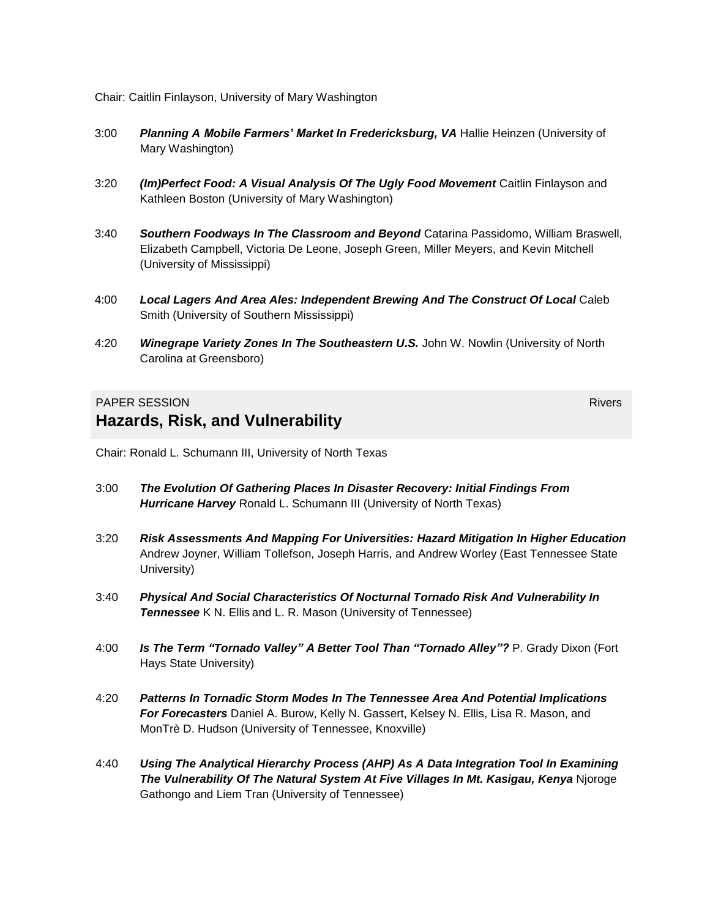Chair: Caitlin Finlayson, University of Mary Washington

3:00 ***Planning A Mobile Farmers' Market In Fredericksburg, VA*** Hallie Heinzen (University of Mary Washington)

3:20 ***(Im)Perfect Food: A Visual Analysis Of The Ugly Food Movement*** Caitlin Finlayson and Kathleen Boston (University of Mary Washington)

3:40 ***Southern Foodways In The Classroom and Beyond*** Catarina Passidomo, William Braswell, Elizabeth Campbell, Victoria De Leone, Joseph Green, Miller Meyers, and Kevin Mitchell (University of Mississippi)

4:00 ***Local Lagers And Area Ales: Independent Brewing And The Construct Of Local*** Caleb Smith (University of Southern Mississippi)

4:20 ***Winegrape Variety Zones In The Southeastern U.S.*** John W. Nowlin (University of North Carolina at Greensboro)

PAPER SESSION Rivers

## Hazards, Risk, and Vulnerability

Chair: Ronald L. Schumann III, University of North Texas

3:00 ***The Evolution Of Gathering Places In Disaster Recovery: Initial Findings From Hurricane Harvey*** Ronald L. Schumann III (University of North Texas)

3:20 ***Risk Assessments And Mapping For Universities: Hazard Mitigation In Higher Education*** Andrew Joyner, William Tollefson, Joseph Harris, and Andrew Worley (East Tennessee State University)

3:40 ***Physical And Social Characteristics Of Nocturnal Tornado Risk And Vulnerability In Tennessee*** K N. Ellis and L. R. Mason (University of Tennessee)

4:00 ***Is The Term "Tornado Valley" A Better Tool Than "Tornado Alley"?*** P. Grady Dixon (Fort Hays State University)

4:20 ***Patterns In Tornadic Storm Modes In The Tennessee Area And Potential Implications For Forecasters*** Daniel A. Burow, Kelly N. Gassert, Kelsey N. Ellis, Lisa R. Mason, and MonTrè D. Hudson (University of Tennessee, Knoxville)

4:40 ***Using The Analytical Hierarchy Process (AHP) As A Data Integration Tool In Examining The Vulnerability Of The Natural System At Five Villages In Mt. Kasigau, Kenya*** Njoroge Gathongo and Liem Tran (University of Tennessee)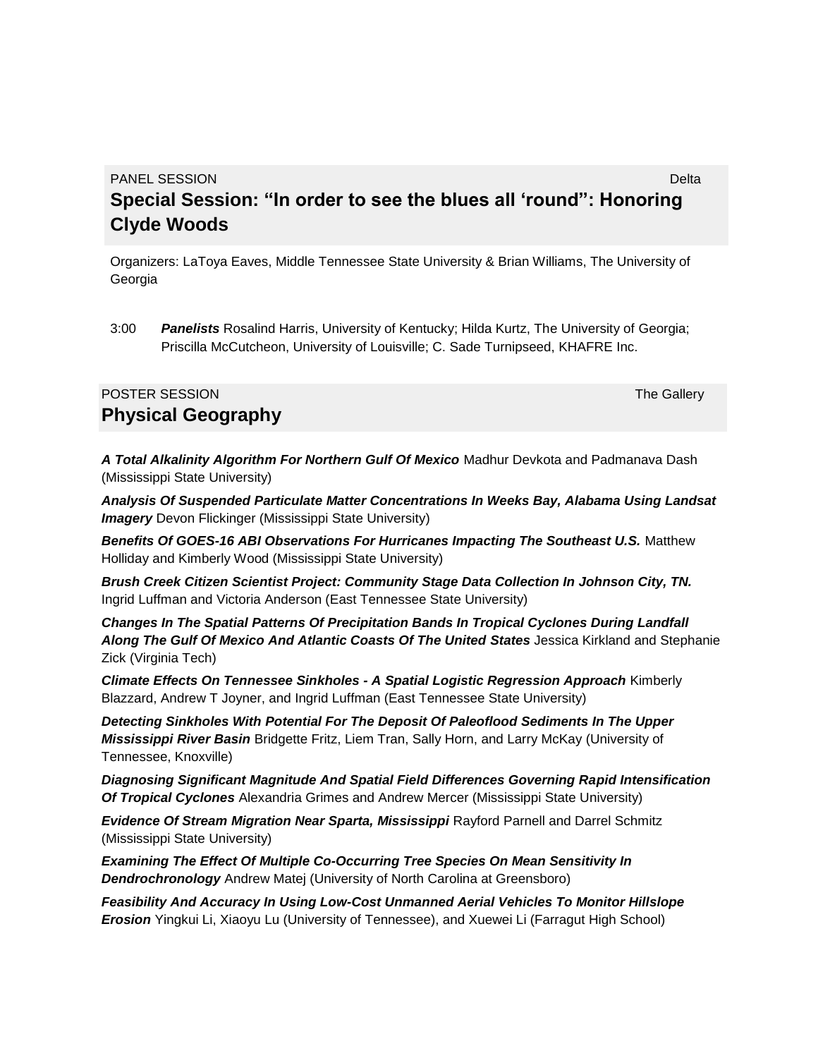PANEL SESSION Delta

## Special Session: "In order to see the blues all 'round": Honoring Clyde Woods

Organizers: LaToya Eaves, Middle Tennessee State University & Brian Williams, The University of Georgia

3:00 ***Panelists*** Rosalind Harris, University of Kentucky; Hilda Kurtz, The University of Georgia; Priscilla McCutcheon, University of Louisville; C. Sade Turnipseed, KHAFRE Inc.

POSTER SESSION The Gallery

## Physical Geography

***A Total Alkalinity Algorithm For Northern Gulf Of Mexico*** Madhur Devkota and Padmanava Dash (Mississippi State University)

***Analysis Of Suspended Particulate Matter Concentrations In Weeks Bay, Alabama Using Landsat Imagery*** Devon Flickinger (Mississippi State University)

***Benefits Of GOES-16 ABI Observations For Hurricanes Impacting The Southeast U.S.*** Matthew Holliday and Kimberly Wood (Mississippi State University)

***Brush Creek Citizen Scientist Project: Community Stage Data Collection In Johnson City, TN.*** Ingrid Luffman and Victoria Anderson (East Tennessee State University)

***Changes In The Spatial Patterns Of Precipitation Bands In Tropical Cyclones During Landfall Along The Gulf Of Mexico And Atlantic Coasts Of The United States*** Jessica Kirkland and Stephanie Zick (Virginia Tech)

***Climate Effects On Tennessee Sinkholes - A Spatial Logistic Regression Approach*** Kimberly Blazzard, Andrew T Joyner, and Ingrid Luffman (East Tennessee State University)

***Detecting Sinkholes With Potential For The Deposit Of Paleoflood Sediments In The Upper Mississippi River Basin*** Bridgette Fritz, Liem Tran, Sally Horn, and Larry McKay (University of Tennessee, Knoxville)

***Diagnosing Significant Magnitude And Spatial Field Differences Governing Rapid Intensification Of Tropical Cyclones*** Alexandria Grimes and Andrew Mercer (Mississippi State University)

***Evidence Of Stream Migration Near Sparta, Mississippi*** Rayford Parnell and Darrel Schmitz (Mississippi State University)

***Examining The Effect Of Multiple Co-Occurring Tree Species On Mean Sensitivity In Dendrochronology*** Andrew Matej (University of North Carolina at Greensboro)

***Feasibility And Accuracy In Using Low-Cost Unmanned Aerial Vehicles To Monitor Hillslope Erosion*** Yingkui Li, Xiaoyu Lu (University of Tennessee), and Xuewei Li (Farragut High School)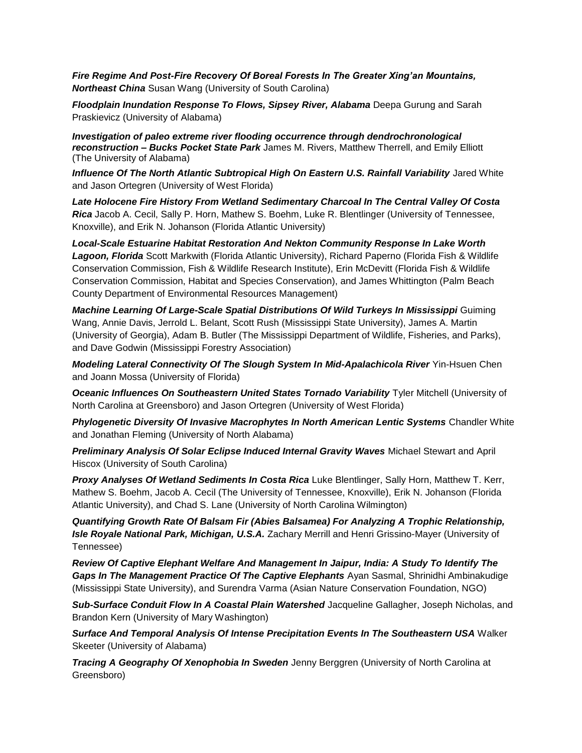***Fire Regime And Post-Fire Recovery Of Boreal Forests In The Greater Xing'an Mountains, Northeast China*** Susan Wang (University of South Carolina)

***Floodplain Inundation Response To Flows, Sipsey River, Alabama*** Deepa Gurung and Sarah Praskievicz (University of Alabama)

***Investigation of paleo extreme river flooding occurrence through dendrochronological reconstruction – Bucks Pocket State Park*** James M. Rivers, Matthew Therrell, and Emily Elliott (The University of Alabama)

***Influence Of The North Atlantic Subtropical High On Eastern U.S. Rainfall Variability*** Jared White and Jason Ortegren (University of West Florida)

***Late Holocene Fire History From Wetland Sedimentary Charcoal In The Central Valley Of Costa Rica*** Jacob A. Cecil, Sally P. Horn, Mathew S. Boehm, Luke R. Blentlinger (University of Tennessee, Knoxville), and Erik N. Johanson (Florida Atlantic University)

***Local-Scale Estuarine Habitat Restoration And Nekton Community Response In Lake Worth Lagoon, Florida*** Scott Markwith (Florida Atlantic University), Richard Paperno (Florida Fish & Wildlife Conservation Commission, Fish & Wildlife Research Institute), Erin McDevitt (Florida Fish & Wildlife Conservation Commission, Habitat and Species Conservation), and James Whittington (Palm Beach County Department of Environmental Resources Management)

***Machine Learning Of Large-Scale Spatial Distributions Of Wild Turkeys In Mississippi*** Guiming Wang, Annie Davis, Jerrold L. Belant, Scott Rush (Mississippi State University), James A. Martin (University of Georgia), Adam B. Butler (The Mississippi Department of Wildlife, Fisheries, and Parks), and Dave Godwin (Mississippi Forestry Association)

***Modeling Lateral Connectivity Of The Slough System In Mid-Apalachicola River*** Yin-Hsuen Chen and Joann Mossa (University of Florida)

***Oceanic Influences On Southeastern United States Tornado Variability*** Tyler Mitchell (University of North Carolina at Greensboro) and Jason Ortegren (University of West Florida)

***Phylogenetic Diversity Of Invasive Macrophytes In North American Lentic Systems*** Chandler White and Jonathan Fleming (University of North Alabama)

***Preliminary Analysis Of Solar Eclipse Induced Internal Gravity Waves*** Michael Stewart and April Hiscox (University of South Carolina)

***Proxy Analyses Of Wetland Sediments In Costa Rica*** Luke Blentlinger, Sally Horn, Matthew T. Kerr, Mathew S. Boehm, Jacob A. Cecil (The University of Tennessee, Knoxville), Erik N. Johanson (Florida Atlantic University), and Chad S. Lane (University of North Carolina Wilmington)

***Quantifying Growth Rate Of Balsam Fir (Abies Balsamea) For Analyzing A Trophic Relationship, Isle Royale National Park, Michigan, U.S.A.*** Zachary Merrill and Henri Grissino-Mayer (University of Tennessee)

***Review Of Captive Elephant Welfare And Management In Jaipur, India: A Study To Identify The Gaps In The Management Practice Of The Captive Elephants*** Ayan Sasmal, Shrinidhi Ambinakudige (Mississippi State University), and Surendra Varma (Asian Nature Conservation Foundation, NGO)

***Sub-Surface Conduit Flow In A Coastal Plain Watershed*** Jacqueline Gallagher, Joseph Nicholas, and Brandon Kern (University of Mary Washington)

***Surface And Temporal Analysis Of Intense Precipitation Events In The Southeastern USA*** Walker Skeeter (University of Alabama)

***Tracing A Geography Of Xenophobia In Sweden*** Jenny Berggren (University of North Carolina at Greensboro)